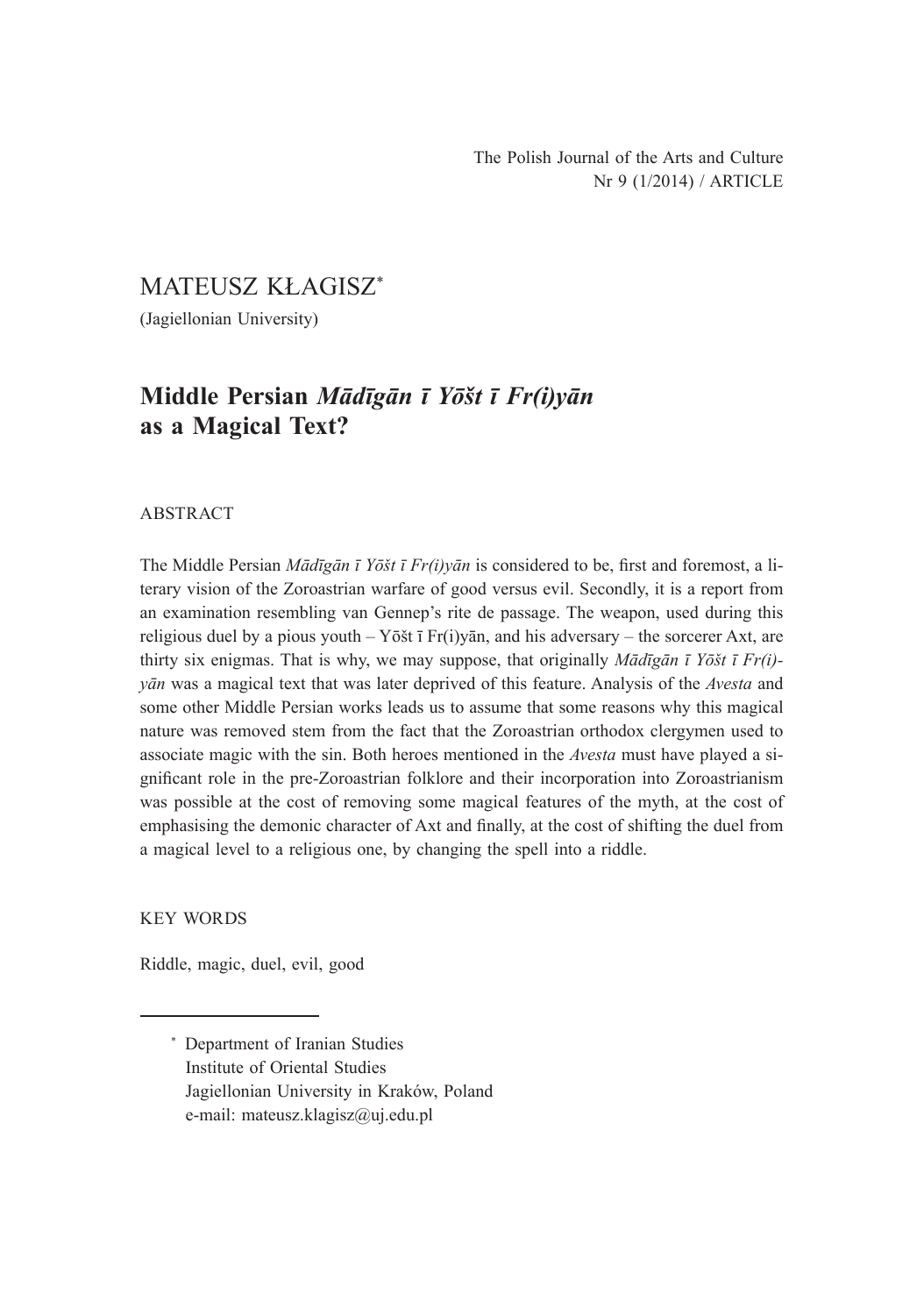The Polish Journal of the Arts and Culture
Nr 9 (1/2014) / ARTICLE

MATEUSZ KŁAGISZ*

(Jagiellonian University)

# Middle Persian *Mādīgān ī Yōšt ī Fr(i)yān* as a Magical Text?

ABSTRACT

The Middle Persian *Mādīgān ī Yōšt ī Fr(i)yān* is considered to be, first and foremost, a literary vision of the Zoroastrian warfare of good versus evil. Secondly, it is a report from an examination resembling van Gennep's rite de passage. The weapon, used during this religious duel by a pious youth – Yōšt ī Fr(i)yān, and his adversary – the sorcerer Axt, are thirty six enigmas. That is why, we may suppose, that originally *Mādīgān ī Yōšt ī Fr(i)yān* was a magical text that was later deprived of this feature. Analysis of the *Avesta* and some other Middle Persian works leads us to assume that some reasons why this magical nature was removed stem from the fact that the Zoroastrian orthodox clergymen used to associate magic with the sin. Both heroes mentioned in the *Avesta* must have played a significant role in the pre-Zoroastrian folklore and their incorporation into Zoroastrianism was possible at the cost of removing some magical features of the myth, at the cost of emphasising the demonic character of Axt and finally, at the cost of shifting the duel from a magical level to a religious one, by changing the spell into a riddle.

KEY WORDS

Riddle, magic, duel, evil, good

---

\* Department of Iranian Studies
Institute of Oriental Studies
Jagiellonian University in Kraków, Poland
e-mail: mateusz.klagisz@uj.edu.pl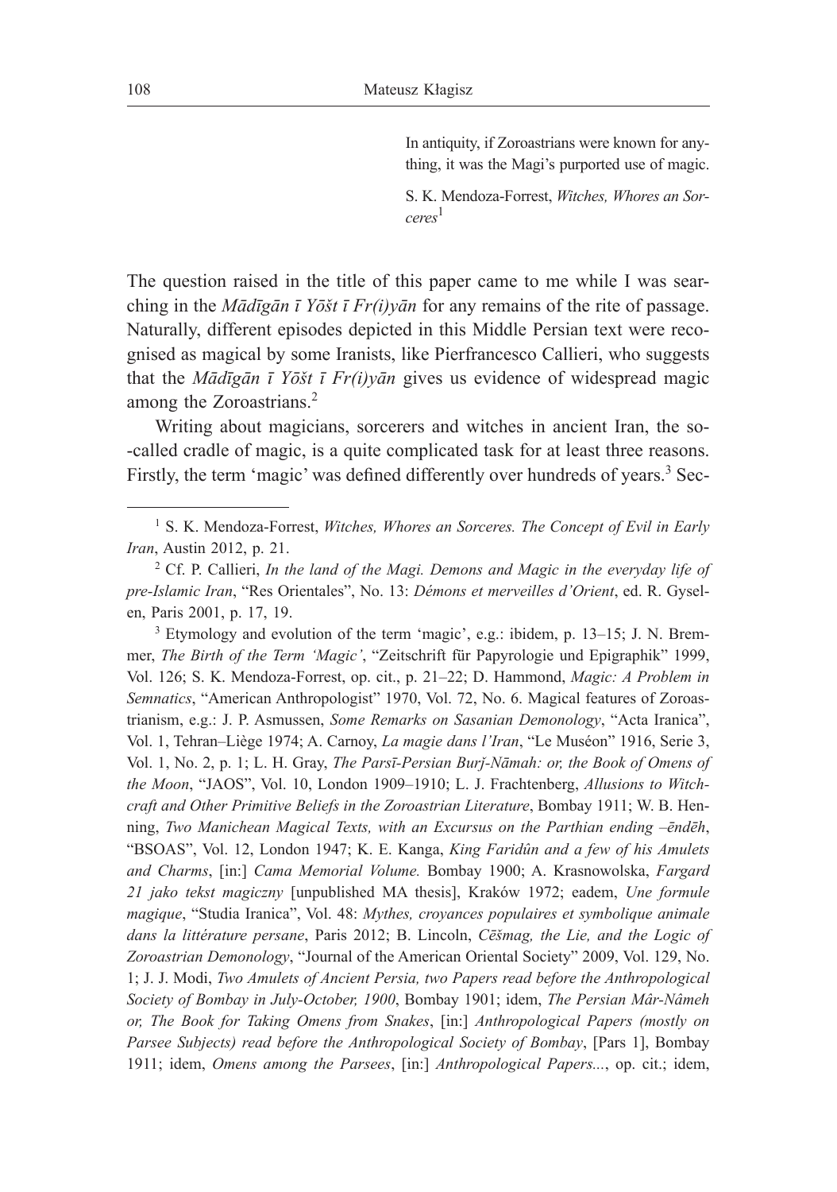> In antiquity, if Zoroastrians were known for anything, it was the Magi's purported use of magic.
>
> S. K. Mendoza-Forrest, *Witches, Whores an Sorceres*[1]

The question raised in the title of this paper came to me while I was searching in the *Mādīgān ī Yōšt ī Fr(i)yān* for any remains of the rite of passage. Naturally, different episodes depicted in this Middle Persian text were recognised as magical by some Iranists, like Pierfrancesco Callieri, who suggests that the *Mādīgān ī Yōšt ī Fr(i)yān* gives us evidence of widespread magic among the Zoroastrians.[2]

Writing about magicians, sorcerers and witches in ancient Iran, the so-called cradle of magic, is a quite complicated task for at least three reasons. Firstly, the term 'magic' was defined differently over hundreds of years.[3] Sec-

---

[1] S. K. Mendoza-Forrest, *Witches, Whores an Sorceres. The Concept of Evil in Early Iran*, Austin 2012, p. 21.

[2] Cf. P. Callieri, *In the land of the Magi. Demons and Magic in the everyday life of pre-Islamic Iran*, "Res Orientales", No. 13: *Démons et merveilles d'Orient*, ed. R. Gyselen, Paris 2001, p. 17, 19.

[3] Etymology and evolution of the term 'magic', e.g.: ibidem, p. 13–15; J. N. Bremmer, *The Birth of the Term 'Magic'*, "Zeitschrift für Papyrologie und Epigraphik" 1999, Vol. 126; S. K. Mendoza-Forrest, op. cit., p. 21–22; D. Hammond, *Magic: A Problem in Semnatics*, "American Anthropologist" 1970, Vol. 72, No. 6. Magical features of Zoroastrianism, e.g.: J. P. Asmussen, *Some Remarks on Sasanian Demonology*, "Acta Iranica", Vol. 1, Tehran–Liège 1974; A. Carnoy, *La magie dans l'Iran*, "Le Muséon" 1916, Serie 3, Vol. 1, No. 2, p. 1; L. H. Gray, *The Parsī-Persian Burj-Nāmah: or, the Book of Omens of the Moon*, "JAOS", Vol. 10, London 1909–1910; L. J. Frachtenberg, *Allusions to Witchcraft and Other Primitive Beliefs in the Zoroastrian Literature*, Bombay 1911; W. B. Henning, *Two Manichean Magical Texts, with an Excursus on the Parthian ending –ēndēh*, "BSOAS", Vol. 12, London 1947; K. E. Kanga, *King Faridûn and a few of his Amulets and Charms*, [in:] *Cama Memorial Volume.* Bombay 1900; A. Krasnowolska, *Fargard 21 jako tekst magiczny* [unpublished MA thesis], Kraków 1972; eadem, *Une formule magique*, "Studia Iranica", Vol. 48: *Mythes, croyances populaires et symbolique animale dans la littérature persane*, Paris 2012; B. Lincoln, *Cēšmag, the Lie, and the Logic of Zoroastrian Demonology*, "Journal of the American Oriental Society" 2009, Vol. 129, No. 1; J. J. Modi, *Two Amulets of Ancient Persia, two Papers read before the Anthropological Society of Bombay in July-October, 1900*, Bombay 1901; idem, *The Persian Mâr-Nâmeh or, The Book for Taking Omens from Snakes*, [in:] *Anthropological Papers (mostly on Parsee Subjects) read before the Anthropological Society of Bombay*, [Pars 1], Bombay 1911; idem, *Omens among the Parsees*, [in:] *Anthropological Papers...*, op. cit.; idem,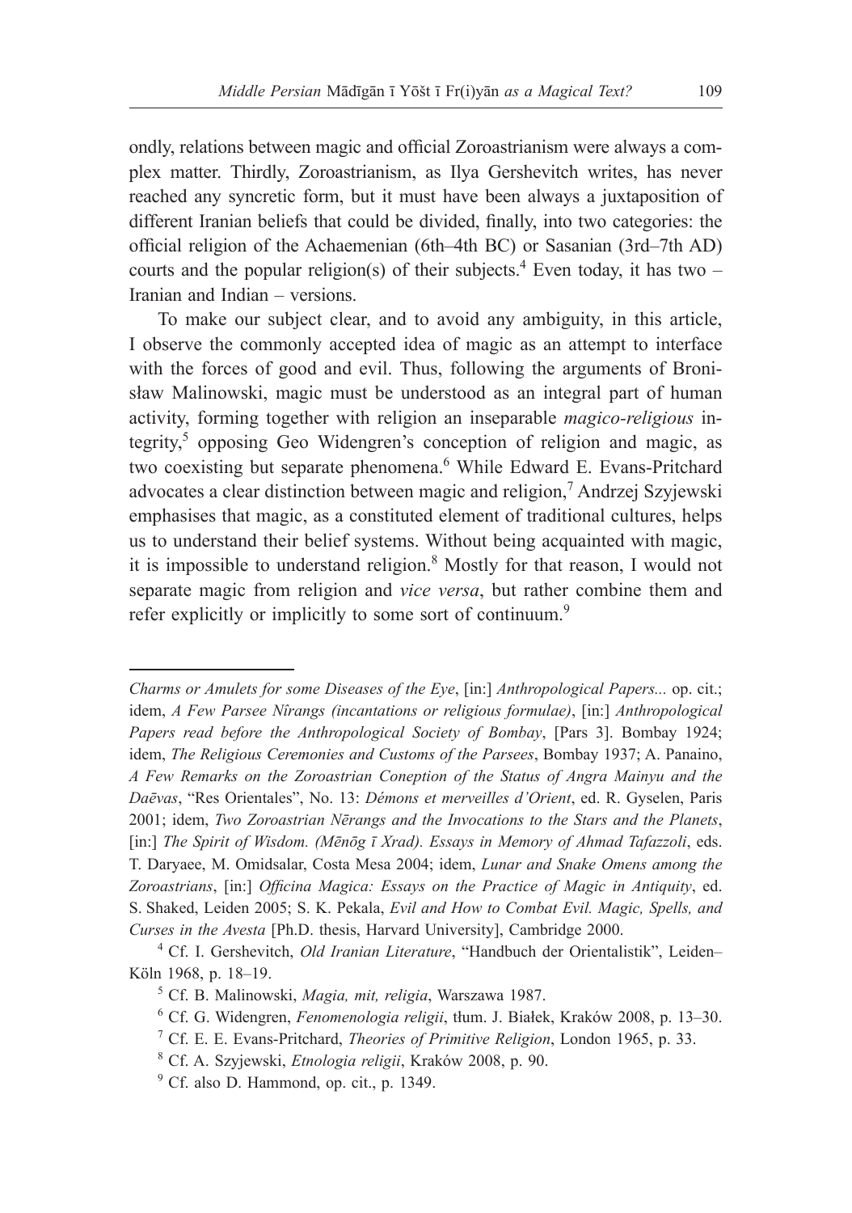ondly, relations between magic and official Zoroastrianism were always a complex matter. Thirdly, Zoroastrianism, as Ilya Gershevitch writes, has never reached any syncretic form, but it must have been always a juxtaposition of different Iranian beliefs that could be divided, finally, into two categories: the official religion of the Achaemenian (6th–4th BC) or Sasanian (3rd–7th AD) courts and the popular religion(s) of their subjects.[4] Even today, it has two – Iranian and Indian – versions.

To make our subject clear, and to avoid any ambiguity, in this article, I observe the commonly accepted idea of magic as an attempt to interface with the forces of good and evil. Thus, following the arguments of Bronisław Malinowski, magic must be understood as an integral part of human activity, forming together with religion an inseparable *magico-religious* integrity,[5] opposing Geo Widengren's conception of religion and magic, as two coexisting but separate phenomena.[6] While Edward E. Evans-Pritchard advocates a clear distinction between magic and religion,[7] Andrzej Szyjewski emphasises that magic, as a constituted element of traditional cultures, helps us to understand their belief systems. Without being acquainted with magic, it is impossible to understand religion.[8] Mostly for that reason, I would not separate magic from religion and *vice versa*, but rather combine them and refer explicitly or implicitly to some sort of continuum.[9]

---

*Charms or Amulets for some Diseases of the Eye*, [in:] *Anthropological Papers...* op. cit.; idem, *A Few Parsee Nîrangs (incantations or religious formulae)*, [in:] *Anthropological Papers read before the Anthropological Society of Bombay*, [Pars 3]. Bombay 1924; idem, *The Religious Ceremonies and Customs of the Parsees*, Bombay 1937; A. Panaino, *A Few Remarks on the Zoroastrian Coneption of the Status of Angra Mainyu and the Daēvas*, "Res Orientales", No. 13: *Démons et merveilles d'Orient*, ed. R. Gyselen, Paris 2001; idem, *Two Zoroastrian Nērangs and the Invocations to the Stars and the Planets*, [in:] *The Spirit of Wisdom. (Mēnōg ī Xrad). Essays in Memory of Ahmad Tafazzoli*, eds. T. Daryaee, M. Omidsalar, Costa Mesa 2004; idem, *Lunar and Snake Omens among the Zoroastrians*, [in:] *Officina Magica: Essays on the Practice of Magic in Antiquity*, ed. S. Shaked, Leiden 2005; S. K. Pekala, *Evil and How to Combat Evil. Magic, Spells, and Curses in the Avesta* [Ph.D. thesis, Harvard University], Cambridge 2000.

[4] Cf. I. Gershevitch, *Old Iranian Literature*, "Handbuch der Orientalistik", Leiden–Köln 1968, p. 18–19.

[5] Cf. B. Malinowski, *Magia, mit, religia*, Warszawa 1987.

[6] Cf. G. Widengren, *Fenomenologia religii*, tłum. J. Białek, Kraków 2008, p. 13–30.

[7] Cf. E. E. Evans-Pritchard, *Theories of Primitive Religion*, London 1965, p. 33.

[8] Cf. A. Szyjewski, *Etnologia religii*, Kraków 2008, p. 90.

[9] Cf. also D. Hammond, op. cit., p. 1349.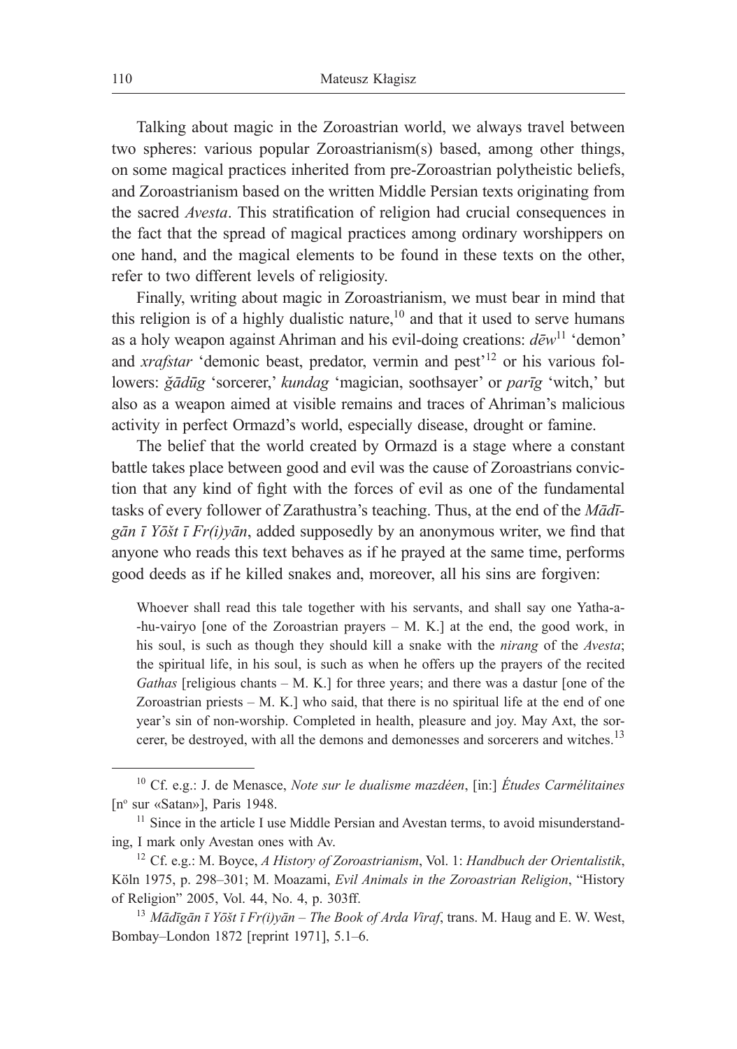Talking about magic in the Zoroastrian world, we always travel between two spheres: various popular Zoroastrianism(s) based, among other things, on some magical practices inherited from pre-Zoroastrian polytheistic beliefs, and Zoroastrianism based on the written Middle Persian texts originating from the sacred *Avesta*. This stratification of religion had crucial consequences in the fact that the spread of magical practices among ordinary worshippers on one hand, and the magical elements to be found in these texts on the other, refer to two different levels of religiosity.

Finally, writing about magic in Zoroastrianism, we must bear in mind that this religion is of a highly dualistic nature,[10] and that it used to serve humans as a holy weapon against Ahriman and his evil-doing creations: *dēw*[11] 'demon' and *xrafstar* 'demonic beast, predator, vermin and pest'[12] or his various followers: *ǧādūg* 'sorcerer,' *kundag* 'magician, soothsayer' or *parīg* 'witch,' but also as a weapon aimed at visible remains and traces of Ahriman's malicious activity in perfect Ormazd's world, especially disease, drought or famine.

The belief that the world created by Ormazd is a stage where a constant battle takes place between good and evil was the cause of Zoroastrians conviction that any kind of fight with the forces of evil as one of the fundamental tasks of every follower of Zarathustra's teaching. Thus, at the end of the *Mādīgān ī Yōšt ī Fr(i)yān*, added supposedly by an anonymous writer, we find that anyone who reads this text behaves as if he prayed at the same time, performs good deeds as if he killed snakes and, moreover, all his sins are forgiven:

> Whoever shall read this tale together with his servants, and shall say one Yatha-a--hu-vairyo [one of the Zoroastrian prayers – M. K.] at the end, the good work, in his soul, is such as though they should kill a snake with the *nirang* of the *Avesta*; the spiritual life, in his soul, is such as when he offers up the prayers of the recited *Gathas* [religious chants – M. K.] for three years; and there was a dastur [one of the Zoroastrian priests – M. K.] who said, that there is no spiritual life at the end of one year's sin of non-worship. Completed in health, pleasure and joy. May Axt, the sorcerer, be destroyed, with all the demons and demonesses and sorcerers and witches.[13]

---

[10] Cf. e.g.: J. de Menasce, *Note sur le dualisme mazdéen*, [in:] *Études Carmélitaines* [nº sur «Satan»], Paris 1948.

[11] Since in the article I use Middle Persian and Avestan terms, to avoid misunderstanding, I mark only Avestan ones with Av.

[12] Cf. e.g.: M. Boyce, *A History of Zoroastrianism*, Vol. 1: *Handbuch der Orientalistik*, Köln 1975, p. 298–301; M. Moazami, *Evil Animals in the Zoroastrian Religion*, "History of Religion" 2005, Vol. 44, No. 4, p. 303ff.

[13] *Mādīgān ī Yōšt ī Fr(i)yān – The Book of Arda Viraf*, trans. M. Haug and E. W. West, Bombay–London 1872 [reprint 1971], 5.1–6.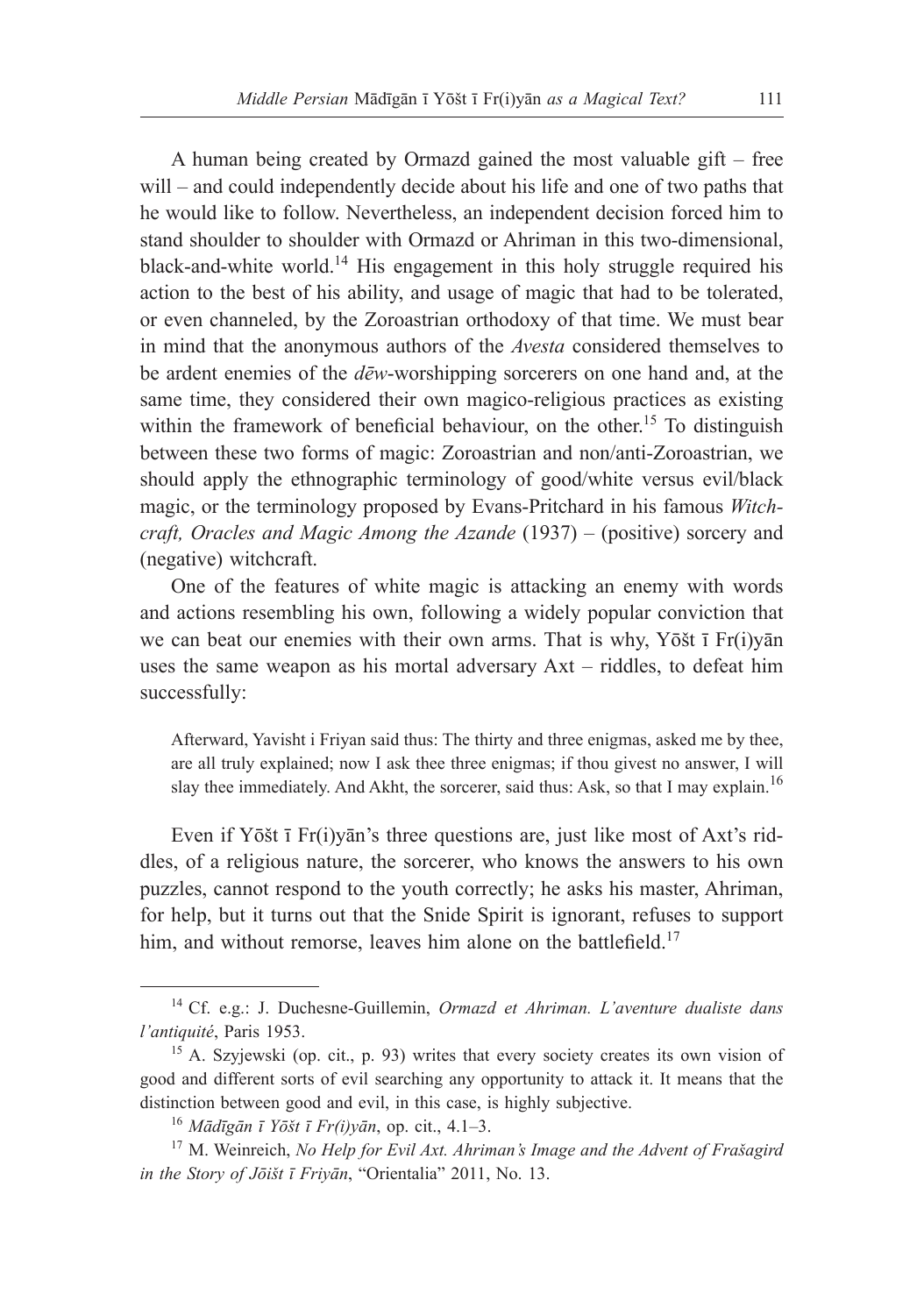A human being created by Ormazd gained the most valuable gift – free will – and could independently decide about his life and one of two paths that he would like to follow. Nevertheless, an independent decision forced him to stand shoulder to shoulder with Ormazd or Ahriman in this two-dimensional, black-and-white world.[14] His engagement in this holy struggle required his action to the best of his ability, and usage of magic that had to be tolerated, or even channeled, by the Zoroastrian orthodoxy of that time. We must bear in mind that the anonymous authors of the *Avesta* considered themselves to be ardent enemies of the *dēw*-worshipping sorcerers on one hand and, at the same time, they considered their own magico-religious practices as existing within the framework of beneficial behaviour, on the other.[15] To distinguish between these two forms of magic: Zoroastrian and non/anti-Zoroastrian, we should apply the ethnographic terminology of good/white versus evil/black magic, or the terminology proposed by Evans-Pritchard in his famous *Witchcraft, Oracles and Magic Among the Azande* (1937) – (positive) sorcery and (negative) witchcraft.

One of the features of white magic is attacking an enemy with words and actions resembling his own, following a widely popular conviction that we can beat our enemies with their own arms. That is why, Yōšt ī Fr(i)yān uses the same weapon as his mortal adversary Axt – riddles, to defeat him successfully:

> Afterward, Yavisht i Friyan said thus: The thirty and three enigmas, asked me by thee, are all truly explained; now I ask thee three enigmas; if thou givest no answer, I will slay thee immediately. And Akht, the sorcerer, said thus: Ask, so that I may explain.[16]

Even if Yōšt ī Fr(i)yān's three questions are, just like most of Axt's riddles, of a religious nature, the sorcerer, who knows the answers to his own puzzles, cannot respond to the youth correctly; he asks his master, Ahriman, for help, but it turns out that the Snide Spirit is ignorant, refuses to support him, and without remorse, leaves him alone on the battlefield.[17]

---

[14] Cf. e.g.: J. Duchesne-Guillemin, *Ormazd et Ahriman. L'aventure dualiste dans l'antiquité*, Paris 1953.

[15] A. Szyjewski (op. cit., p. 93) writes that every society creates its own vision of good and different sorts of evil searching any opportunity to attack it. It means that the distinction between good and evil, in this case, is highly subjective.

[16] *Mādīgān ī Yōšt ī Fr(i)yān*, op. cit., 4.1–3.

[17] M. Weinreich, *No Help for Evil Axt. Ahriman's Image and the Advent of Frašagird in the Story of Jōišt ī Friyān*, "Orientalia" 2011, No. 13.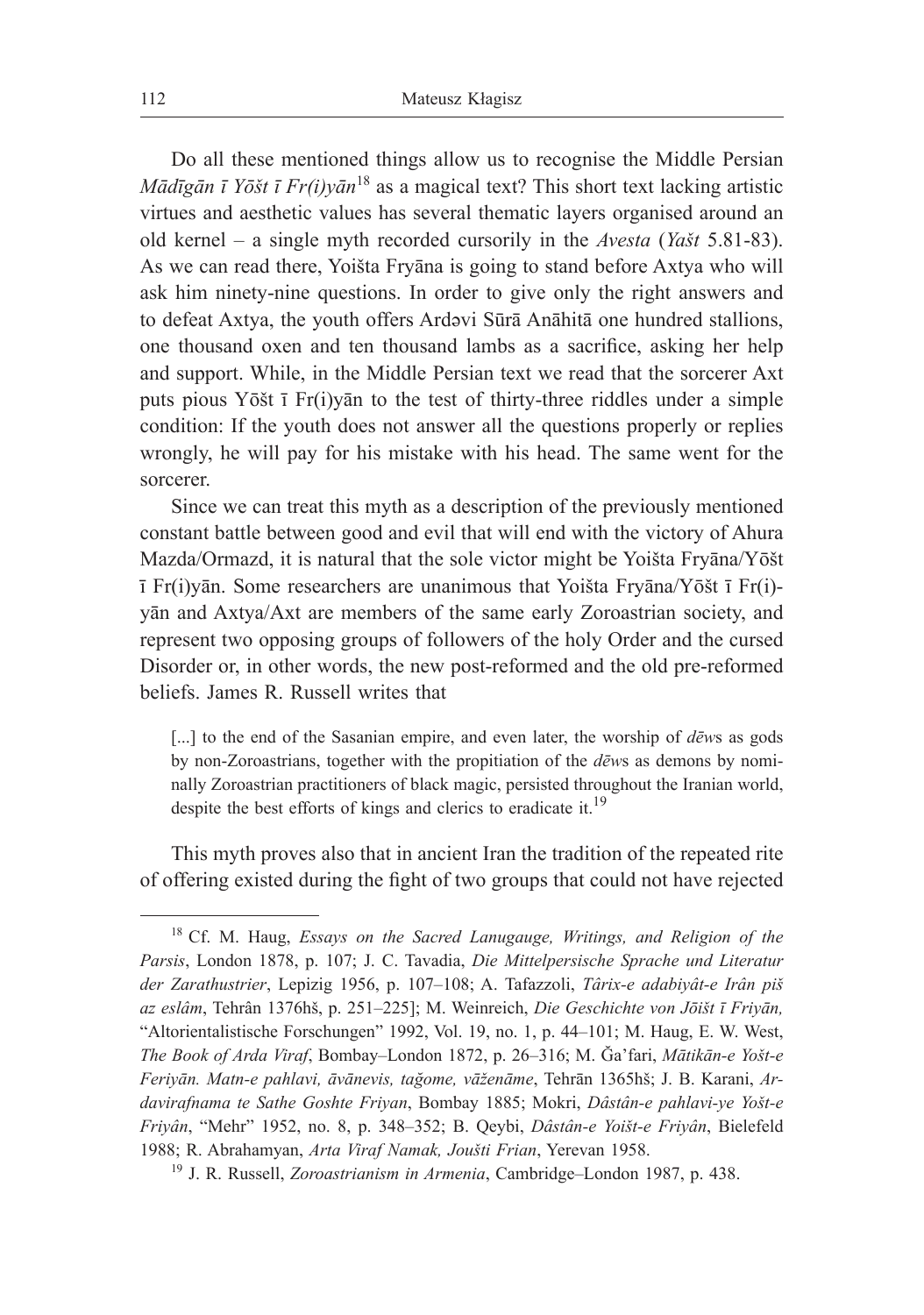Do all these mentioned things allow us to recognise the Middle Persian *Mādīgān ī Yōšt ī Fr(i)yān*[18] as a magical text? This short text lacking artistic virtues and aesthetic values has several thematic layers organised around an old kernel – a single myth recorded cursorily in the *Avesta* (*Yašt* 5.81-83). As we can read there, Yoišta Fryāna is going to stand before Axtya who will ask him ninety-nine questions. In order to give only the right answers and to defeat Axtya, the youth offers Ardəvi Sūrā Anāhitā one hundred stallions, one thousand oxen and ten thousand lambs as a sacrifice, asking her help and support. While, in the Middle Persian text we read that the sorcerer Axt puts pious Yōšt ī Fr(i)yān to the test of thirty-three riddles under a simple condition: If the youth does not answer all the questions properly or replies wrongly, he will pay for his mistake with his head. The same went for the sorcerer.

Since we can treat this myth as a description of the previously mentioned constant battle between good and evil that will end with the victory of Ahura Mazda/Ormazd, it is natural that the sole victor might be Yoišta Fryāna/Yōšt ī Fr(i)yān. Some researchers are unanimous that Yoišta Fryāna/Yōšt ī Fr(i)yān and Axtya/Axt are members of the same early Zoroastrian society, and represent two opposing groups of followers of the holy Order and the cursed Disorder or, in other words, the new post-reformed and the old pre-reformed beliefs. James R. Russell writes that

> [...] to the end of the Sasanian empire, and even later, the worship of *dēw*s as gods by non-Zoroastrians, together with the propitiation of the *dēw*s as demons by nominally Zoroastrian practitioners of black magic, persisted throughout the Iranian world, despite the best efforts of kings and clerics to eradicate it.[19]

This myth proves also that in ancient Iran the tradition of the repeated rite of offering existed during the fight of two groups that could not have rejected

---

[18] Cf. M. Haug, *Essays on the Sacred Lanugauge, Writings, and Religion of the Parsis*, London 1878, p. 107; J. C. Tavadia, *Die Mittelpersische Sprache und Literatur der Zarathustrier*, Lepizig 1956, p. 107–108; A. Tafazzoli, *Târix-e adabiyât-e Irân piš az eslâm*, Tehrân 1376hš, p. 251–225]; M. Weinreich, *Die Geschichte von Jōišt ī Friyān,* "Altorientalistische Forschungen" 1992, Vol. 19, no. 1, p. 44–101; M. Haug, E. W. West, *The Book of Arda Viraf*, Bombay–London 1872, p. 26–316; M. Ǧa'fari, *Mātikān-e Yošt-e Feriyān. Matn-e pahlavi, āvānevis, tağome, vāženāme*, Tehrān 1365hš; J. B. Karani, *Ardavirafnama te Sathe Goshte Friyan*, Bombay 1885; Mokri, *Dâstân-e pahlavi-ye Yošt-e Friyân*, "Mehr" 1952, no. 8, p. 348–352; B. Qeybi, *Dâstân-e Yoišt-e Friyân*, Bielefeld 1988; R. Abrahamyan, *Arta Viraf Namak, Joušti Frian*, Yerevan 1958.

[19] J. R. Russell, *Zoroastrianism in Armenia*, Cambridge–London 1987, p. 438.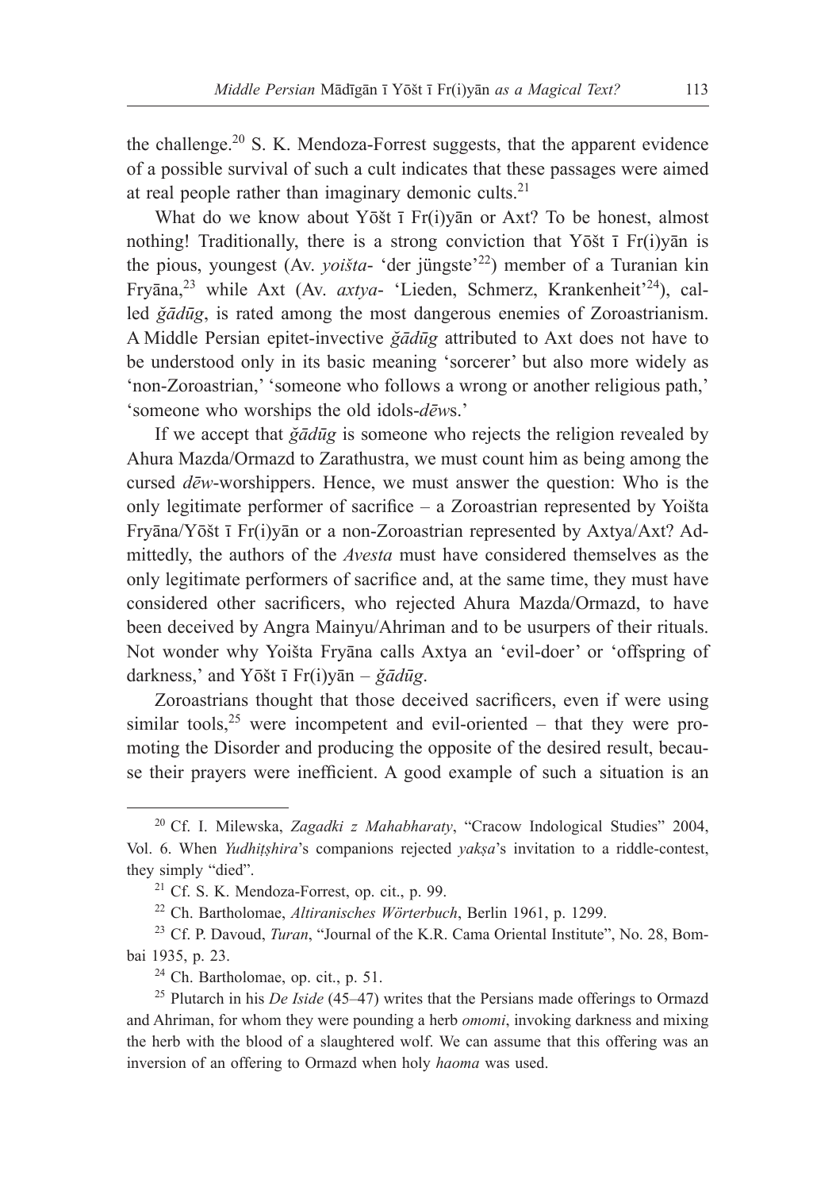the challenge.[20] S. K. Mendoza-Forrest suggests, that the apparent evidence of a possible survival of such a cult indicates that these passages were aimed at real people rather than imaginary demonic cults.[21]

What do we know about Yōšt ī Fr(i)yān or Axt? To be honest, almost nothing! Traditionally, there is a strong conviction that Yōšt ī Fr(i)yān is the pious, youngest (Av. *yoišta-* 'der jüngste'[22]) member of a Turanian kin Fryāna,[23] while Axt (Av. *axtya-* 'Lieden, Schmerz, Krankenheit'[24]), called *ǰādūg*, is rated among the most dangerous enemies of Zoroastrianism. A Middle Persian epitet-invective *ǰādūg* attributed to Axt does not have to be understood only in its basic meaning 'sorcerer' but also more widely as 'non-Zoroastrian,' 'someone who follows a wrong or another religious path,' 'someone who worships the old idols-*dēw*s.'

If we accept that *ǰādūg* is someone who rejects the religion revealed by Ahura Mazda/Ormazd to Zarathustra, we must count him as being among the cursed *dēw*-worshippers. Hence, we must answer the question: Who is the only legitimate performer of sacrifice – a Zoroastrian represented by Yoišta Fryāna/Yōšt ī Fr(i)yān or a non-Zoroastrian represented by Axtya/Axt? Admittedly, the authors of the *Avesta* must have considered themselves as the only legitimate performers of sacrifice and, at the same time, they must have considered other sacrificers, who rejected Ahura Mazda/Ormazd, to have been deceived by Angra Mainyu/Ahriman and to be usurpers of their rituals. Not wonder why Yoišta Fryāna calls Axtya an 'evil-doer' or 'offspring of darkness,' and Yōšt ī Fr(i)yān – *ǰādūg*.

Zoroastrians thought that those deceived sacrificers, even if were using similar tools,[25] were incompetent and evil-oriented – that they were promoting the Disorder and producing the opposite of the desired result, because their prayers were inefficient. A good example of such a situation is an

---

[20] Cf. I. Milewska, *Zagadki z Mahabharaty*, "Cracow Indological Studies" 2004, Vol. 6. When *Yudhiṣṭhira*'s companions rejected *yakṣa*'s invitation to a riddle-contest, they simply "died".

[21] Cf. S. K. Mendoza-Forrest, op. cit., p. 99.

[22] Ch. Bartholomae, *Altiranisches Wörterbuch*, Berlin 1961, p. 1299.

[23] Cf. P. Davoud, *Turan*, "Journal of the K.R. Cama Oriental Institute", No. 28, Bombai 1935, p. 23.

[24] Ch. Bartholomae, op. cit., p. 51.

[25] Plutarch in his *De Iside* (45–47) writes that the Persians made offerings to Ormazd and Ahriman, for whom they were pounding a herb *omomi*, invoking darkness and mixing the herb with the blood of a slaughtered wolf. We can assume that this offering was an inversion of an offering to Ormazd when holy *haoma* was used.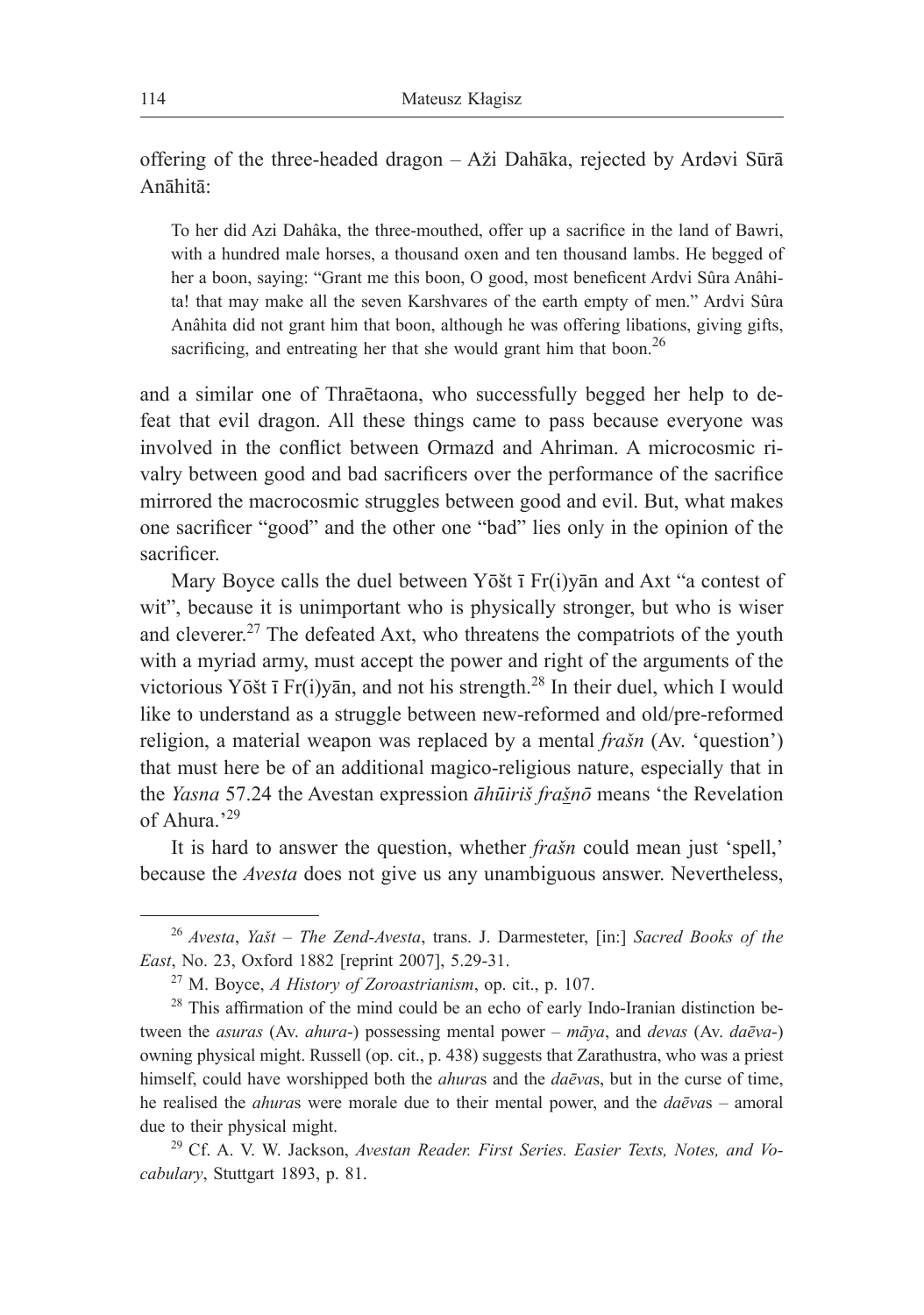offering of the three-headed dragon – Aži Dahāka, rejected by Ardəvi Sūrā Anāhitā:

> To her did Azi Dahâka, the three-mouthed, offer up a sacrifice in the land of Bawri, with a hundred male horses, a thousand oxen and ten thousand lambs. He begged of her a boon, saying: "Grant me this boon, O good, most beneficent Ardvi Sûra Anâhita! that may make all the seven Karshvares of the earth empty of men." Ardvi Sûra Anâhita did not grant him that boon, although he was offering libations, giving gifts, sacrificing, and entreating her that she would grant him that boon.[26]

and a similar one of Thraētaona, who successfully begged her help to defeat that evil dragon. All these things came to pass because everyone was involved in the conflict between Ormazd and Ahriman. A microcosmic rivalry between good and bad sacrificers over the performance of the sacrifice mirrored the macrocosmic struggles between good and evil. But, what makes one sacrificer "good" and the other one "bad" lies only in the opinion of the sacrificer.

Mary Boyce calls the duel between Yōšt ī Fr(i)yān and Axt "a contest of wit", because it is unimportant who is physically stronger, but who is wiser and cleverer.[27] The defeated Axt, who threatens the compatriots of the youth with a myriad army, must accept the power and right of the arguments of the victorious Yōšt ī Fr(i)yān, and not his strength.[28] In their duel, which I would like to understand as a struggle between new-reformed and old/pre-reformed religion, a material weapon was replaced by a mental *frašn* (Av. 'question') that must here be of an additional magico-religious nature, especially that in the *Yasna* 57.24 the Avestan expression *āhūiriš frašnō* means 'the Revelation of Ahura.'[29]

It is hard to answer the question, whether *frašn* could mean just 'spell,' because the *Avesta* does not give us any unambiguous answer. Nevertheless,

---

[26] *Avesta*, *Yašt – The Zend-Avesta*, trans. J. Darmesteter, [in:] *Sacred Books of the East*, No. 23, Oxford 1882 [reprint 2007], 5.29-31.

[27] M. Boyce, *A History of Zoroastrianism*, op. cit., p. 107.

[28] This affirmation of the mind could be an echo of early Indo-Iranian distinction between the *asuras* (Av. *ahura-*) possessing mental power – *māya*, and *devas* (Av. *daēva-*) owning physical might. Russell (op. cit., p. 438) suggests that Zarathustra, who was a priest himself, could have worshipped both the *ahura*s and the *daēva*s, but in the curse of time, he realised the *ahura*s were morale due to their mental power, and the *daēva*s – amoral due to their physical might.

[29] Cf. A. V. W. Jackson, *Avestan Reader. First Series. Easier Texts, Notes, and Vocabulary*, Stuttgart 1893, p. 81.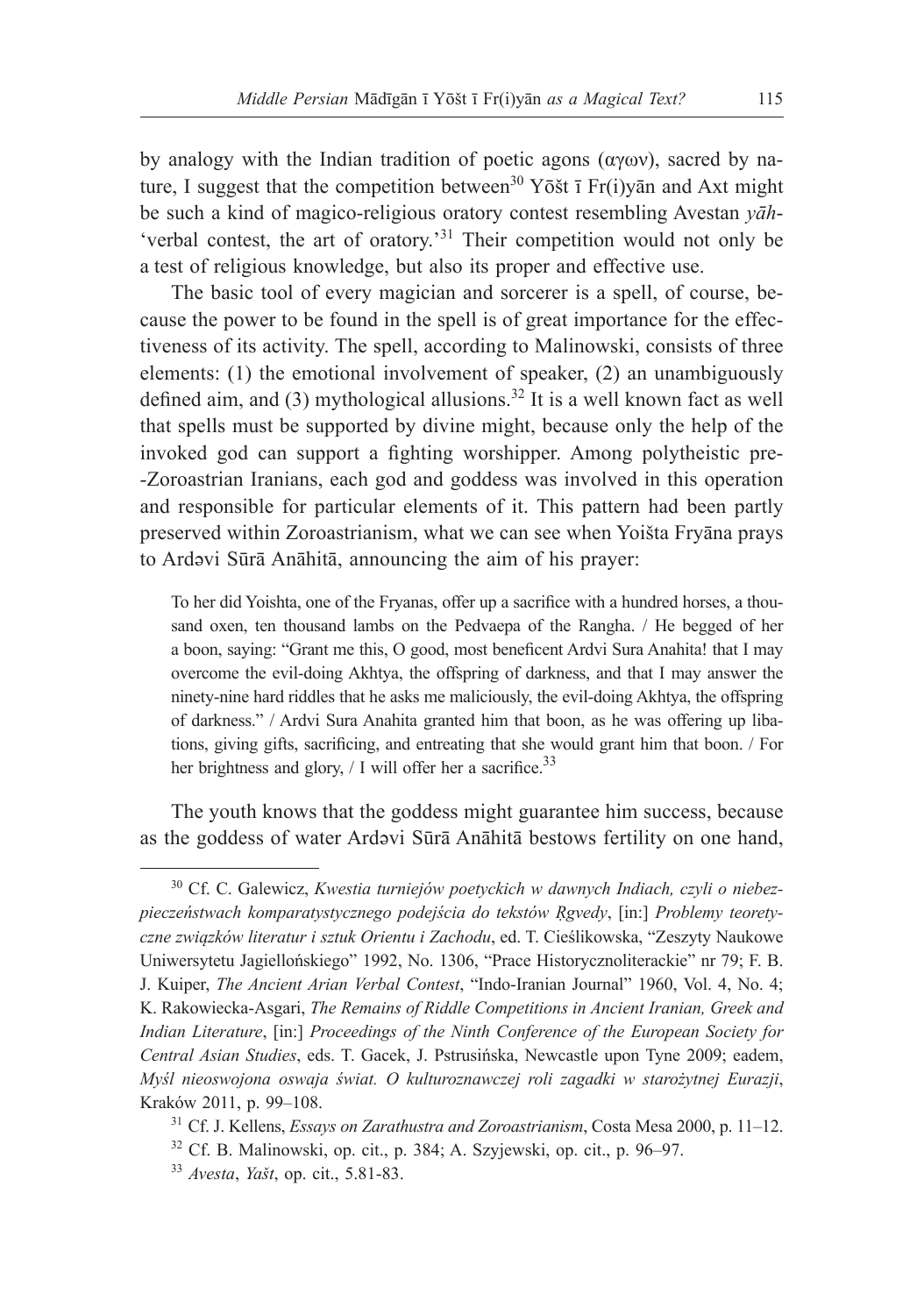by analogy with the Indian tradition of poetic agons (αγων), sacred by nature, I suggest that the competition between[30] Yōšt ī Fr(i)yān and Axt might be such a kind of magico-religious oratory contest resembling Avestan *yāh-* 'verbal contest, the art of oratory.'[31] Their competition would not only be a test of religious knowledge, but also its proper and effective use.

The basic tool of every magician and sorcerer is a spell, of course, because the power to be found in the spell is of great importance for the effectiveness of its activity. The spell, according to Malinowski, consists of three elements: (1) the emotional involvement of speaker, (2) an unambiguously defined aim, and (3) mythological allusions.[32] It is a well known fact as well that spells must be supported by divine might, because only the help of the invoked god can support a fighting worshipper. Among polytheistic pre-Zoroastrian Iranians, each god and goddess was involved in this operation and responsible for particular elements of it. This pattern had been partly preserved within Zoroastrianism, what we can see when Yoišta Fryāna prays to Ardəvi Sūrā Anāhitā, announcing the aim of his prayer:

> To her did Yoishta, one of the Fryanas, offer up a sacrifice with a hundred horses, a thousand oxen, ten thousand lambs on the Pedvaepa of the Rangha. / He begged of her a boon, saying: "Grant me this, O good, most beneficent Ardvi Sura Anahita! that I may overcome the evil-doing Akhtya, the offspring of darkness, and that I may answer the ninety-nine hard riddles that he asks me maliciously, the evil-doing Akhtya, the offspring of darkness." / Ardvi Sura Anahita granted him that boon, as he was offering up libations, giving gifts, sacrificing, and entreating that she would grant him that boon. / For her brightness and glory, / I will offer her a sacrifice.[33]

The youth knows that the goddess might guarantee him success, because as the goddess of water Ardəvi Sūrā Anāhitā bestows fertility on one hand,

---

[30] Cf. C. Galewicz, *Kwestia turniejów poetyckich w dawnych Indiach, czyli o niebezpieczeństwach komparatystycznego podejścia do tekstów Ṛgvedy*, [in:] *Problemy teoretyczne związków literatur i sztuk Orientu i Zachodu*, ed. T. Cieślikowska, "Zeszyty Naukowe Uniwersytetu Jagiellońskiego" 1992, No. 1306, "Prace Historycznoliterackie" nr 79; F. B. J. Kuiper, *The Ancient Arian Verbal Contest*, "Indo-Iranian Journal" 1960, Vol. 4, No. 4; K. Rakowiecka-Asgari, *The Remains of Riddle Competitions in Ancient Iranian, Greek and Indian Literature*, [in:] *Proceedings of the Ninth Conference of the European Society for Central Asian Studies*, eds. T. Gacek, J. Pstrusińska, Newcastle upon Tyne 2009; eadem, *Myśl nieoswojona oswaja świat. O kulturoznawczej roli zagadki w starożytnej Eurazji*, Kraków 2011, p. 99–108.

[31] Cf. J. Kellens, *Essays on Zarathustra and Zoroastrianism*, Costa Mesa 2000, p. 11–12.

[32] Cf. B. Malinowski, op. cit., p. 384; A. Szyjewski, op. cit., p. 96–97.

[33] *Avesta*, *Yašt*, op. cit., 5.81-83.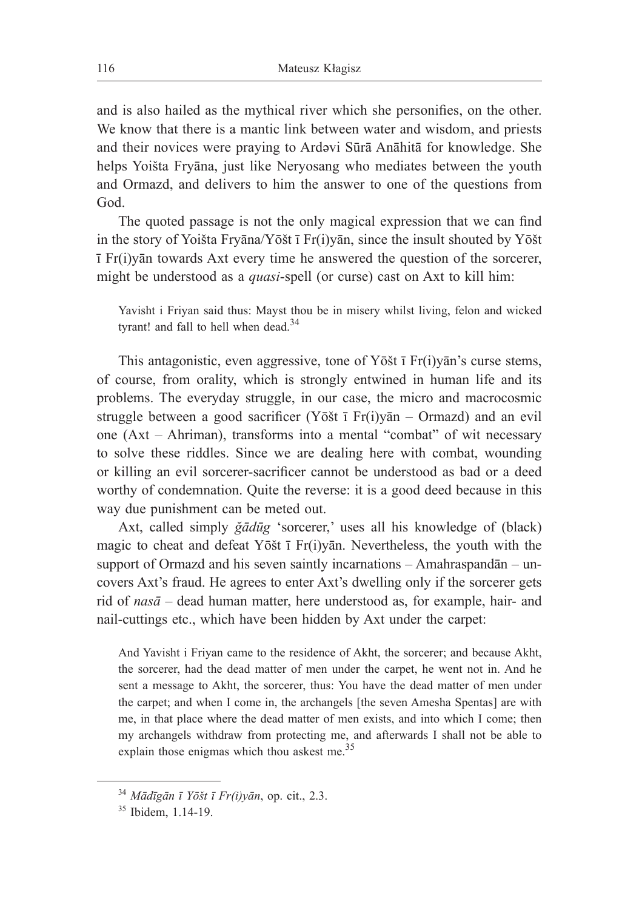and is also hailed as the mythical river which she personifies, on the other. We know that there is a mantic link between water and wisdom, and priests and their novices were praying to Ardəvi Sūrā Anāhitā for knowledge. She helps Yoišta Fryāna, just like Neryosang who mediates between the youth and Ormazd, and delivers to him the answer to one of the questions from God.

The quoted passage is not the only magical expression that we can find in the story of Yoišta Fryāna/Yōšt ī Fr(i)yān, since the insult shouted by Yōšt ī Fr(i)yān towards Axt every time he answered the question of the sorcerer, might be understood as a *quasi*-spell (or curse) cast on Axt to kill him:

> Yavisht i Friyan said thus: Mayst thou be in misery whilst living, felon and wicked tyrant! and fall to hell when dead.[34]

This antagonistic, even aggressive, tone of Yōšt ī Fr(i)yān's curse stems, of course, from orality, which is strongly entwined in human life and its problems. The everyday struggle, in our case, the micro and macrocosmic struggle between a good sacrificer (Yōšt ī Fr(i)yān – Ormazd) and an evil one (Axt – Ahriman), transforms into a mental "combat" of wit necessary to solve these riddles. Since we are dealing here with combat, wounding or killing an evil sorcerer-sacrificer cannot be understood as bad or a deed worthy of condemnation. Quite the reverse: it is a good deed because in this way due punishment can be meted out.

Axt, called simply *ǧādūg* 'sorcerer,' uses all his knowledge of (black) magic to cheat and defeat Yōšt ī Fr(i)yān. Nevertheless, the youth with the support of Ormazd and his seven saintly incarnations – Amahraspandān – uncovers Axt's fraud. He agrees to enter Axt's dwelling only if the sorcerer gets rid of *nasā* – dead human matter, here understood as, for example, hair- and nail-cuttings etc., which have been hidden by Axt under the carpet:

> And Yavisht i Friyan came to the residence of Akht, the sorcerer; and because Akht, the sorcerer, had the dead matter of men under the carpet, he went not in. And he sent a message to Akht, the sorcerer, thus: You have the dead matter of men under the carpet; and when I come in, the archangels [the seven Amesha Spentas] are with me, in that place where the dead matter of men exists, and into which I come; then my archangels withdraw from protecting me, and afterwards I shall not be able to explain those enigmas which thou askest me.[35]

---

[34] *Mādīgān ī Yōšt ī Fr(i)yān*, op. cit., 2.3.

[35] Ibidem, 1.14-19.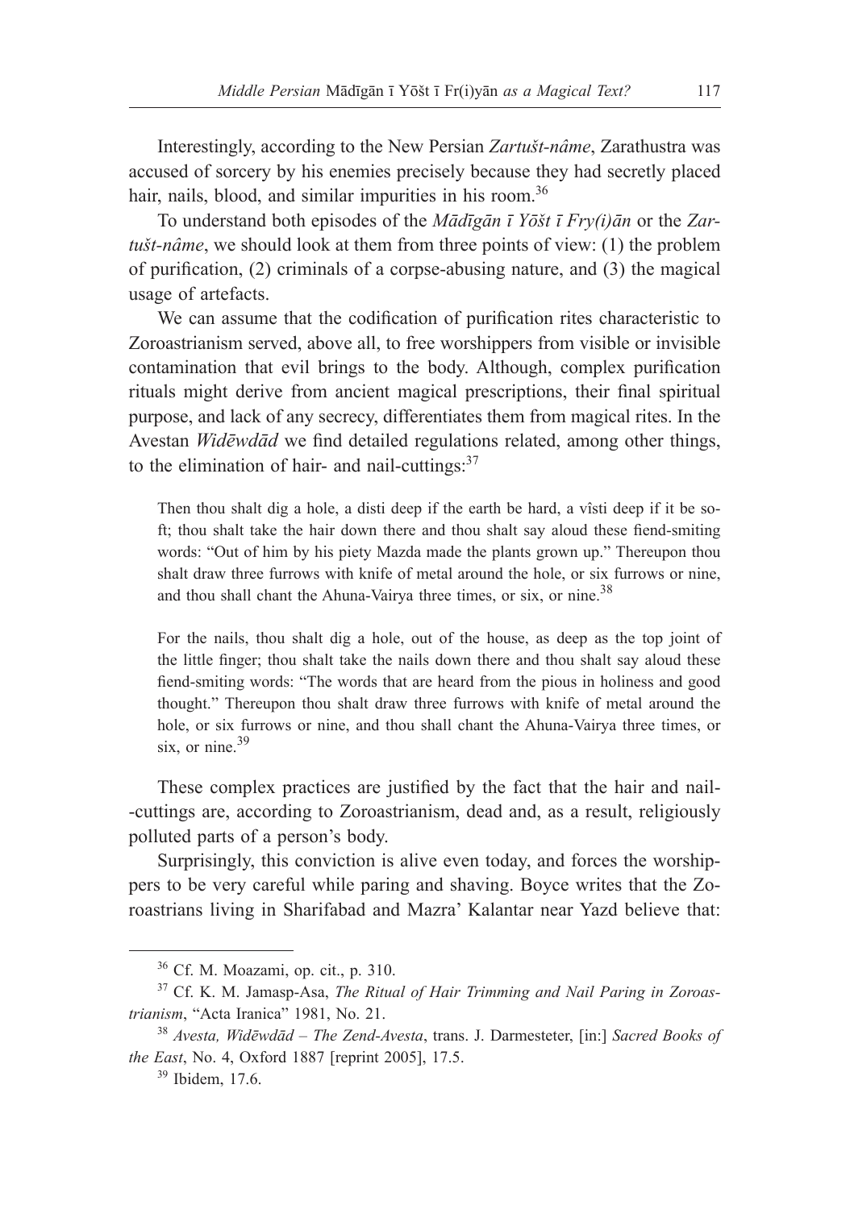Interestingly, according to the New Persian *Zartušt-nâme*, Zarathustra was accused of sorcery by his enemies precisely because they had secretly placed hair, nails, blood, and similar impurities in his room.[36]

To understand both episodes of the *Mādīgān ī Yōšt ī Fry(i)ān* or the *Zartušt-nâme*, we should look at them from three points of view: (1) the problem of purification, (2) criminals of a corpse-abusing nature, and (3) the magical usage of artefacts.

We can assume that the codification of purification rites characteristic to Zoroastrianism served, above all, to free worshippers from visible or invisible contamination that evil brings to the body. Although, complex purification rituals might derive from ancient magical prescriptions, their final spiritual purpose, and lack of any secrecy, differentiates them from magical rites. In the Avestan *Widēwdād* we find detailed regulations related, among other things, to the elimination of hair- and nail-cuttings:[37]

> Then thou shalt dig a hole, a disti deep if the earth be hard, a vîsti deep if it be soft; thou shalt take the hair down there and thou shalt say aloud these fiend-smiting words: "Out of him by his piety Mazda made the plants grown up." Thereupon thou shalt draw three furrows with knife of metal around the hole, or six furrows or nine, and thou shall chant the Ahuna-Vairya three times, or six, or nine.[38]

> For the nails, thou shalt dig a hole, out of the house, as deep as the top joint of the little finger; thou shalt take the nails down there and thou shalt say aloud these fiend-smiting words: "The words that are heard from the pious in holiness and good thought." Thereupon thou shalt draw three furrows with knife of metal around the hole, or six furrows or nine, and thou shall chant the Ahuna-Vairya three times, or six, or nine.[39]

These complex practices are justified by the fact that the hair and nail--cuttings are, according to Zoroastrianism, dead and, as a result, religiously polluted parts of a person's body.

Surprisingly, this conviction is alive even today, and forces the worshippers to be very careful while paring and shaving. Boyce writes that the Zoroastrians living in Sharifabad and Mazra' Kalantar near Yazd believe that:

---

[36] Cf. M. Moazami, op. cit., p. 310.

[37] Cf. K. M. Jamasp-Asa, *The Ritual of Hair Trimming and Nail Paring in Zoroastrianism*, "Acta Iranica" 1981, No. 21.

[38] *Avesta, Widēwdād – The Zend-Avesta*, trans. J. Darmesteter, [in:] *Sacred Books of the East*, No. 4, Oxford 1887 [reprint 2005], 17.5.

[39] Ibidem, 17.6.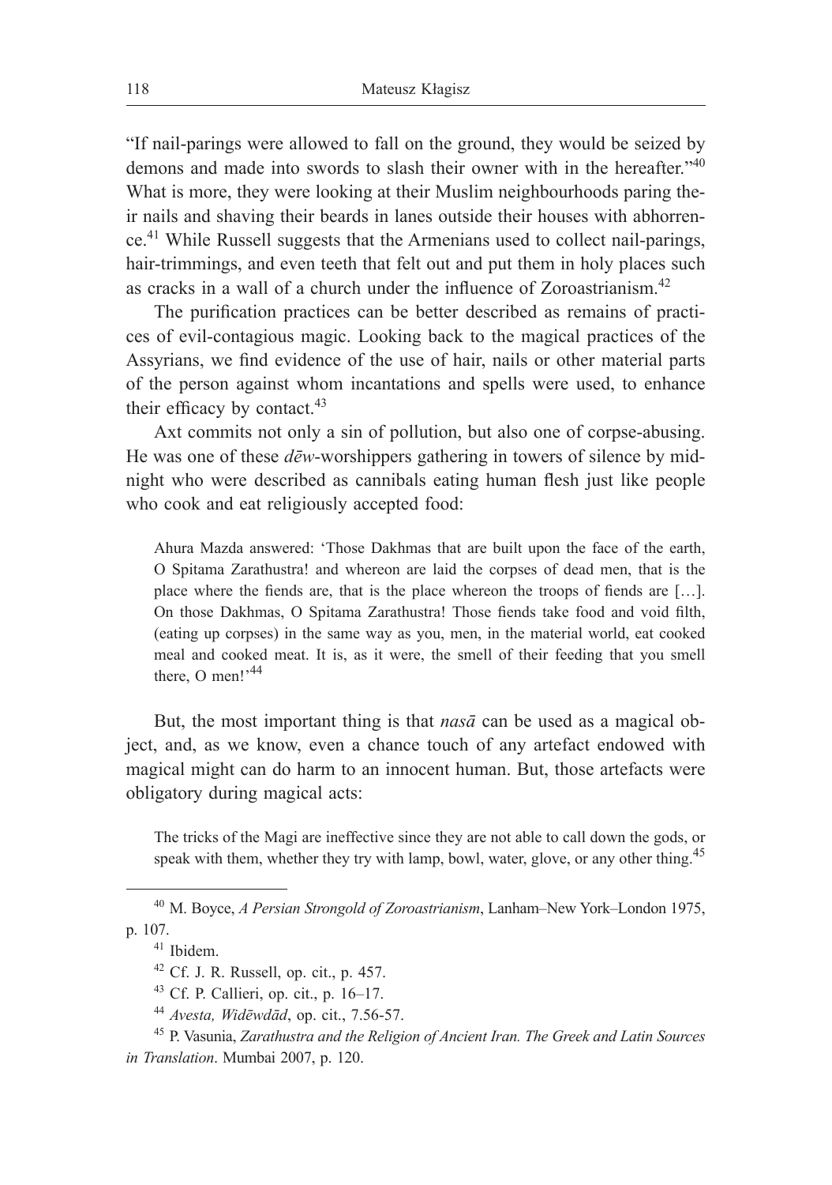"If nail-parings were allowed to fall on the ground, they would be seized by demons and made into swords to slash their owner with in the hereafter."[40] What is more, they were looking at their Muslim neighbourhoods paring their nails and shaving their beards in lanes outside their houses with abhorrence.[41] While Russell suggests that the Armenians used to collect nail-parings, hair-trimmings, and even teeth that felt out and put them in holy places such as cracks in a wall of a church under the influence of Zoroastrianism.[42]

The purification practices can be better described as remains of practices of evil-contagious magic. Looking back to the magical practices of the Assyrians, we find evidence of the use of hair, nails or other material parts of the person against whom incantations and spells were used, to enhance their efficacy by contact.[43]

Axt commits not only a sin of pollution, but also one of corpse-abusing. He was one of these *dēw*-worshippers gathering in towers of silence by midnight who were described as cannibals eating human flesh just like people who cook and eat religiously accepted food:

> Ahura Mazda answered: 'Those Dakhmas that are built upon the face of the earth, O Spitama Zarathustra! and whereon are laid the corpses of dead men, that is the place where the fiends are, that is the place whereon the troops of fiends are […]. On those Dakhmas, O Spitama Zarathustra! Those fiends take food and void filth, (eating up corpses) in the same way as you, men, in the material world, eat cooked meal and cooked meat. It is, as it were, the smell of their feeding that you smell there, O men!'[44]

But, the most important thing is that *nasā* can be used as a magical object, and, as we know, even a chance touch of any artefact endowed with magical might can do harm to an innocent human. But, those artefacts were obligatory during magical acts:

> The tricks of the Magi are ineffective since they are not able to call down the gods, or speak with them, whether they try with lamp, bowl, water, glove, or any other thing.[45]

---

[40] M. Boyce, *A Persian Strongold of Zoroastrianism*, Lanham–New York–London 1975, p. 107.

[41] Ibidem.

[42] Cf. J. R. Russell, op. cit., p. 457.

[43] Cf. P. Callieri, op. cit., p. 16–17.

[44] *Avesta, Widēwdād*, op. cit., 7.56-57.

[45] P. Vasunia, *Zarathustra and the Religion of Ancient Iran. The Greek and Latin Sources in Translation*. Mumbai 2007, p. 120.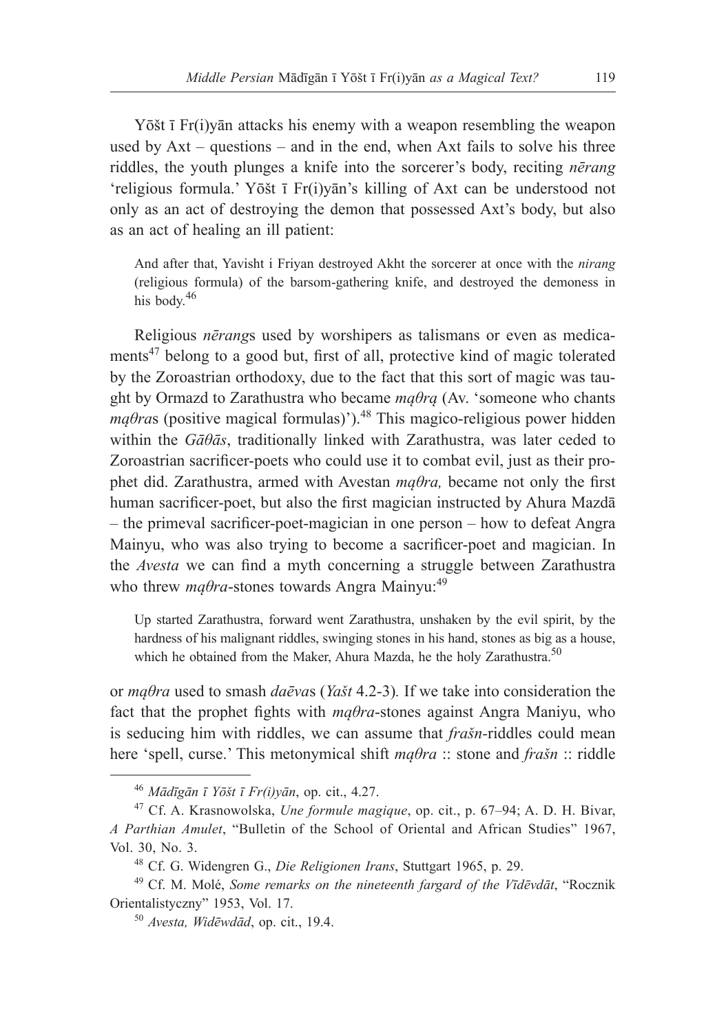Yōšt ī Fr(i)yān attacks his enemy with a weapon resembling the weapon used by Axt – questions – and in the end, when Axt fails to solve his three riddles, the youth plunges a knife into the sorcerer's body, reciting *nērang* 'religious formula.' Yōšt ī Fr(i)yān's killing of Axt can be understood not only as an act of destroying the demon that possessed Axt's body, but also as an act of healing an ill patient:

> And after that, Yavisht i Friyan destroyed Akht the sorcerer at once with the *nirang* (religious formula) of the barsom-gathering knife, and destroyed the demoness in his body.[46]

Religious *nērang*s used by worshipers as talismans or even as medicaments[47] belong to a good but, first of all, protective kind of magic tolerated by the Zoroastrian orthodoxy, due to the fact that this sort of magic was taught by Ormazd to Zarathustra who became *mąθrą* (Av. 'someone who chants *mąθra*s (positive magical formulas)').[48] This magico-religious power hidden within the *Gāθās*, traditionally linked with Zarathustra, was later ceded to Zoroastrian sacrificer-poets who could use it to combat evil, just as their prophet did. Zarathustra, armed with Avestan *mąθra,* became not only the first human sacrificer-poet, but also the first magician instructed by Ahura Mazdā – the primeval sacrificer-poet-magician in one person – how to defeat Angra Mainyu, who was also trying to become a sacrificer-poet and magician. In the *Avesta* we can find a myth concerning a struggle between Zarathustra who threw *mąθra*-stones towards Angra Mainyu:[49]

> Up started Zarathustra, forward went Zarathustra, unshaken by the evil spirit, by the hardness of his malignant riddles, swinging stones in his hand, stones as big as a house, which he obtained from the Maker, Ahura Mazda, he the holy Zarathustra.[50]

or *mąθra* used to smash *daēva*s (*Yašt* 4.2-3)*.* If we take into consideration the fact that the prophet fights with *mąθra*-stones against Angra Maniyu, who is seducing him with riddles, we can assume that *frašn*-riddles could mean here 'spell, curse.' This metonymical shift *mąθra* :: stone and *frašn* :: riddle

---

[46] *Mādīgān ī Yōšt ī Fr(i)yān*, op. cit., 4.27.

[47] Cf. A. Krasnowolska, *Une formule magique*, op. cit., p. 67–94; A. D. H. Bivar, *A Parthian Amulet*, "Bulletin of the School of Oriental and African Studies" 1967, Vol. 30, No. 3.

[48] Cf. G. Widengren G., *Die Religionen Irans*, Stuttgart 1965, p. 29.

[49] Cf. M. Molé, *Some remarks on the nineteenth fargard of the Vīdēvdāt*, "Rocznik Orientalistyczny" 1953, Vol. 17.

[50] *Avesta, Widēwdād*, op. cit., 19.4.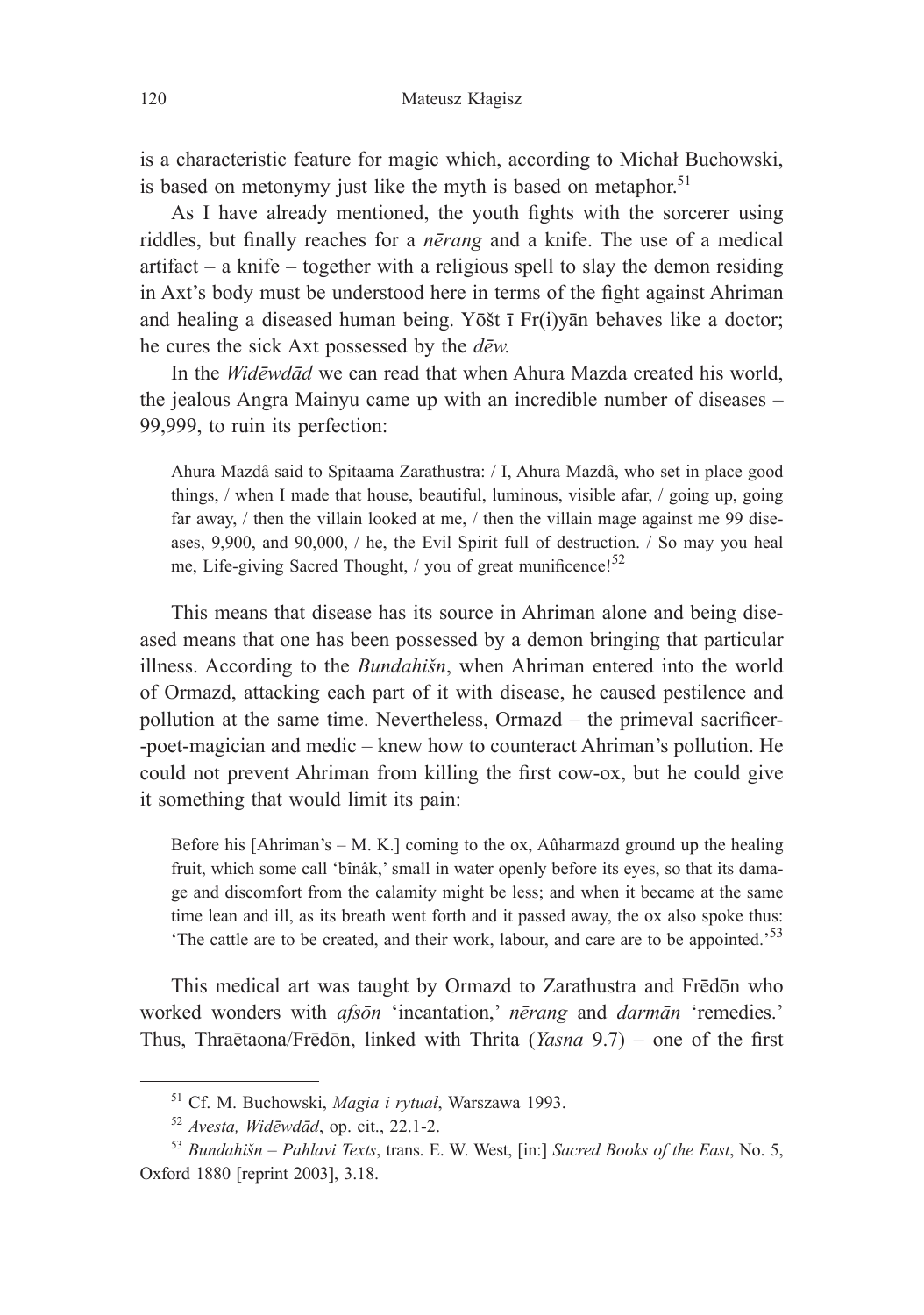is a characteristic feature for magic which, according to Michał Buchowski, is based on metonymy just like the myth is based on metaphor.[51]

As I have already mentioned, the youth fights with the sorcerer using riddles, but finally reaches for a *nērang* and a knife. The use of a medical artifact – a knife – together with a religious spell to slay the demon residing in Axt's body must be understood here in terms of the fight against Ahriman and healing a diseased human being. Yōšt ī Fr(i)yān behaves like a doctor; he cures the sick Axt possessed by the *dēw.*

In the *Widēwdād* we can read that when Ahura Mazda created his world, the jealous Angra Mainyu came up with an incredible number of diseases – 99,999, to ruin its perfection:

> Ahura Mazdâ said to Spitaama Zarathustra: / I, Ahura Mazdâ, who set in place good things, / when I made that house, beautiful, luminous, visible afar, / going up, going far away, / then the villain looked at me, / then the villain mage against me 99 diseases, 9,900, and 90,000, / he, the Evil Spirit full of destruction. / So may you heal me, Life-giving Sacred Thought, / you of great munificence![52]

This means that disease has its source in Ahriman alone and being diseased means that one has been possessed by a demon bringing that particular illness. According to the *Bundahišn*, when Ahriman entered into the world of Ormazd, attacking each part of it with disease, he caused pestilence and pollution at the same time. Nevertheless, Ormazd – the primeval sacrificer--poet-magician and medic – knew how to counteract Ahriman's pollution. He could not prevent Ahriman from killing the first cow-ox, but he could give it something that would limit its pain:

> Before his [Ahriman's – M. K.] coming to the ox, Aûharmazd ground up the healing fruit, which some call 'bînâk,' small in water openly before its eyes, so that its damage and discomfort from the calamity might be less; and when it became at the same time lean and ill, as its breath went forth and it passed away, the ox also spoke thus: 'The cattle are to be created, and their work, labour, and care are to be appointed.'[53]

This medical art was taught by Ormazd to Zarathustra and Frēdōn who worked wonders with *afsōn* 'incantation,' *nērang* and *darmān* 'remedies.' Thus, Thraētaona/Frēdōn, linked with Thrita (*Yasna* 9.7) – one of the first

---

[51] Cf. M. Buchowski, *Magia i rytuał*, Warszawa 1993.

[52] *Avesta, Widēwdād*, op. cit., 22.1-2.

[53] *Bundahišn – Pahlavi Texts*, trans. E. W. West, [in:] *Sacred Books of the East*, No. 5, Oxford 1880 [reprint 2003], 3.18.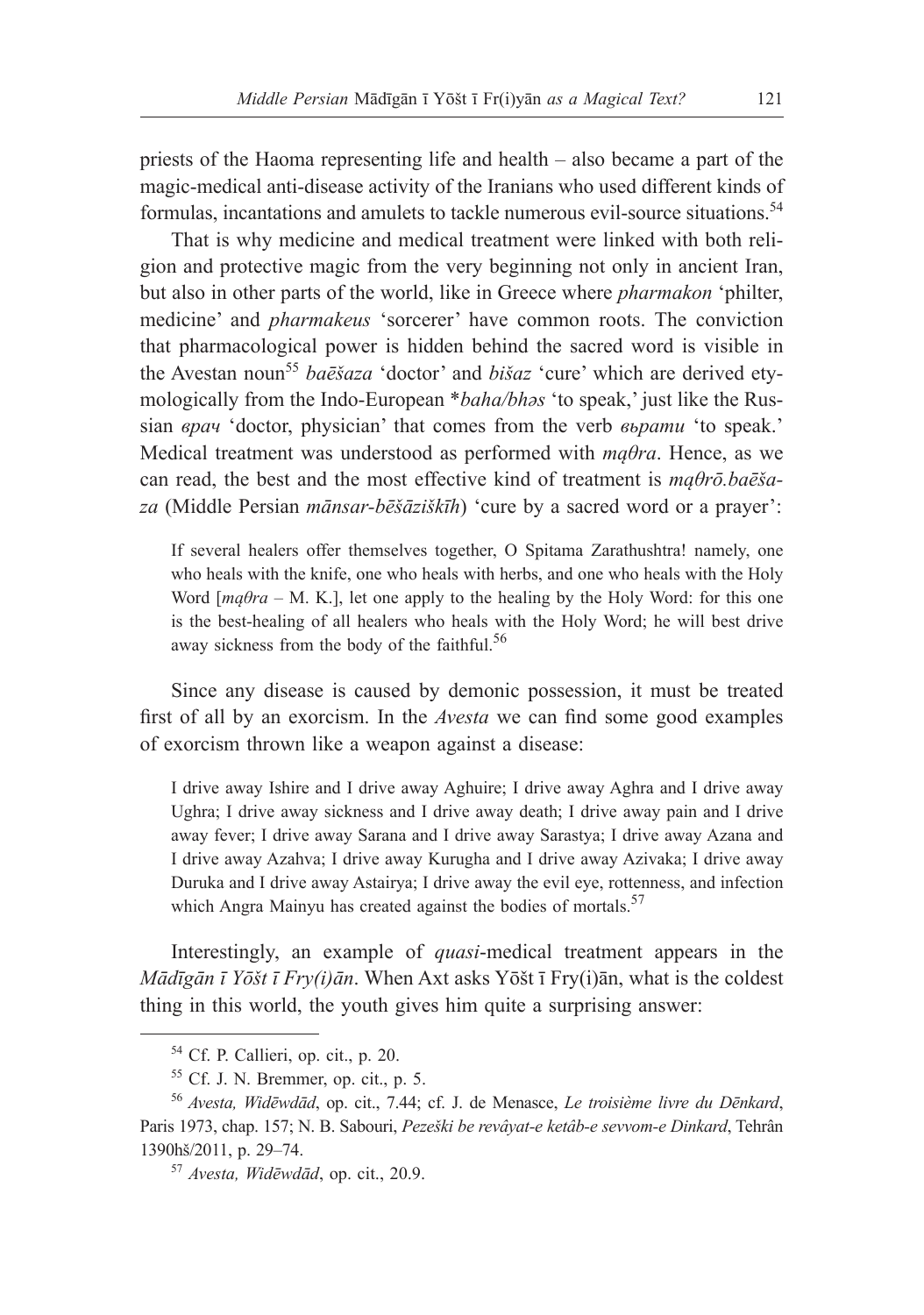priests of the Haoma representing life and health – also became a part of the magic-medical anti-disease activity of the Iranians who used different kinds of formulas, incantations and amulets to tackle numerous evil-source situations.[54]

That is why medicine and medical treatment were linked with both religion and protective magic from the very beginning not only in ancient Iran, but also in other parts of the world, like in Greece where *pharmakon* 'philter, medicine' and *pharmakeus* 'sorcerer' have common roots. The conviction that pharmacological power is hidden behind the sacred word is visible in the Avestan noun[55] *baēšaza* 'doctor' and *bišaz* 'cure' which are derived etymologically from the Indo-European \**baha/bhəs* 'to speak,' just like the Russian *врач* 'doctor, physician' that comes from the verb *вьрати* 'to speak.' Medical treatment was understood as performed with *mąθra*. Hence, as we can read, the best and the most effective kind of treatment is *mąθrō.baēšaza* (Middle Persian *mānsar-bēšāziškīh*) 'cure by a sacred word or a prayer':

> If several healers offer themselves together, O Spitama Zarathushtra! namely, one who heals with the knife, one who heals with herbs, and one who heals with the Holy Word [*mąθra* – M. K.], let one apply to the healing by the Holy Word: for this one is the best-healing of all healers who heals with the Holy Word; he will best drive away sickness from the body of the faithful.[56]

Since any disease is caused by demonic possession, it must be treated first of all by an exorcism. In the *Avesta* we can find some good examples of exorcism thrown like a weapon against a disease:

> I drive away Ishire and I drive away Aghuire; I drive away Aghra and I drive away Ughra; I drive away sickness and I drive away death; I drive away pain and I drive away fever; I drive away Sarana and I drive away Sarastya; I drive away Azana and I drive away Azahva; I drive away Kurugha and I drive away Azivaka; I drive away Duruka and I drive away Astairya; I drive away the evil eye, rottenness, and infection which Angra Mainyu has created against the bodies of mortals.[57]

Interestingly, an example of *quasi*-medical treatment appears in the *Mādīgān ī Yōšt ī Fry(i)ān*. When Axt asks Yōšt ī Fry(i)ān, what is the coldest thing in this world, the youth gives him quite a surprising answer:

---

[54] Cf. P. Callieri, op. cit., p. 20.

[55] Cf. J. N. Bremmer, op. cit., p. 5.

[56] *Avesta, Widēwdād*, op. cit., 7.44; cf. J. de Menasce, *Le troisième livre du Dēnkard*, Paris 1973, chap. 157; N. B. Sabouri, *Pezeški be revâyat-e ketâb-e sevvom-e Dinkard*, Tehrân 1390hš/2011, p. 29–74.

[57] *Avesta, Widēwdād*, op. cit., 20.9.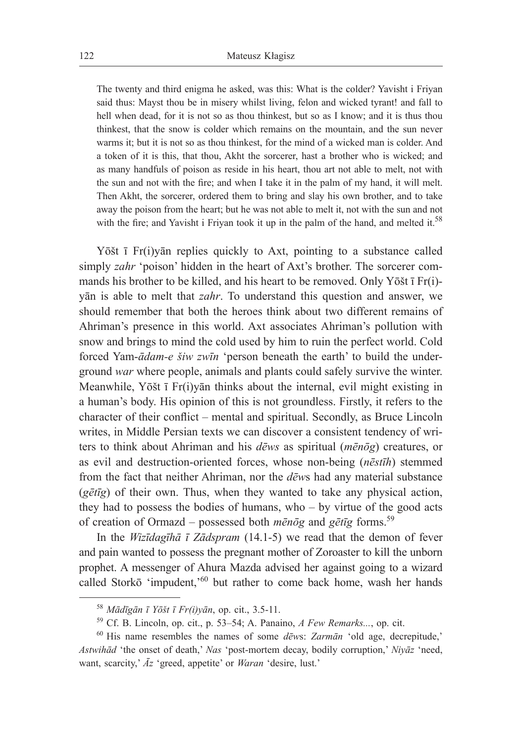> The twenty and third enigma he asked, was this: What is the colder? Yavisht i Friyan said thus: Mayst thou be in misery whilst living, felon and wicked tyrant! and fall to hell when dead, for it is not so as thou thinkest, but so as I know; and it is thus thou thinkest, that the snow is colder which remains on the mountain, and the sun never warms it; but it is not so as thou thinkest, for the mind of a wicked man is colder. And a token of it is this, that thou, Akht the sorcerer, hast a brother who is wicked; and as many handfuls of poison as reside in his heart, thou art not able to melt, not with the sun and not with the fire; and when I take it in the palm of my hand, it will melt. Then Akht, the sorcerer, ordered them to bring and slay his own brother, and to take away the poison from the heart; but he was not able to melt it, not with the sun and not with the fire; and Yavisht i Friyan took it up in the palm of the hand, and melted it.[58]

Yōšt ī Fr(i)yān replies quickly to Axt, pointing to a substance called simply *zahr* 'poison' hidden in the heart of Axt's brother. The sorcerer commands his brother to be killed, and his heart to be removed. Only Yōšt ī Fr(i)yān is able to melt that *zahr*. To understand this question and answer, we should remember that both the heroes think about two different remains of Ahriman's presence in this world. Axt associates Ahriman's pollution with snow and brings to mind the cold used by him to ruin the perfect world. Cold forced Yam-*ādam-e šiw zwīn* 'person beneath the earth' to build the underground *war* where people, animals and plants could safely survive the winter. Meanwhile, Yōšt ī Fr(i)yān thinks about the internal, evil might existing in a human's body. His opinion of this is not groundless. Firstly, it refers to the character of their conflict – mental and spiritual. Secondly, as Bruce Lincoln writes, in Middle Persian texts we can discover a consistent tendency of writers to think about Ahriman and his *dēws* as spiritual (*mēnōg*) creatures, or as evil and destruction-oriented forces, whose non-being (*nēstīh*) stemmed from the fact that neither Ahriman, nor the *dēw*s had any material substance (*gētīg*) of their own. Thus, when they wanted to take any physical action, they had to possess the bodies of humans, who – by virtue of the good acts of creation of Ormazd – possessed both *mēnōg* and *gētīg* forms.[59]

In the *Wizīdagīhā ī Zādspram* (14.1-5) we read that the demon of fever and pain wanted to possess the pregnant mother of Zoroaster to kill the unborn prophet. A messenger of Ahura Mazda advised her against going to a wizard called Storkō 'impudent,'[60] but rather to come back home, wash her hands

---

[58] *Mādīgān ī Yōšt ī Fr(i)yān*, op. cit., 3.5-11.

[59] Cf. B. Lincoln, op. cit., p. 53–54; A. Panaino, *A Few Remarks...*, op. cit.

[60] His name resembles the names of some *dēw*s: *Zarmān* 'old age, decrepitude,' *Astwihād* 'the onset of death,' *Nas* 'post-mortem decay, bodily corruption,' *Niyāz* 'need, want, scarcity,' *Āz* 'greed, appetite' or *Waran* 'desire, lust.'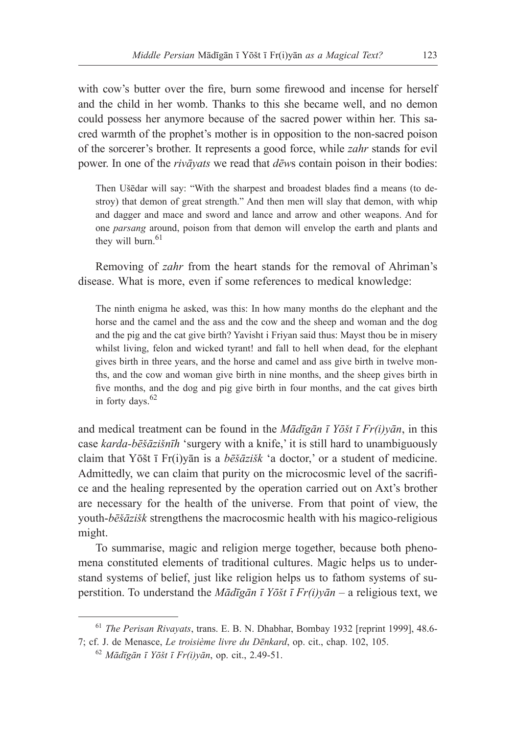with cow's butter over the fire, burn some firewood and incense for herself and the child in her womb. Thanks to this she became well, and no demon could possess her anymore because of the sacred power within her. This sacred warmth of the prophet's mother is in opposition to the non-sacred poison of the sorcerer's brother. It represents a good force, while *zahr* stands for evil power. In one of the *rivāyats* we read that *dēw*s contain poison in their bodies:

> Then Ušēdar will say: "With the sharpest and broadest blades find a means (to destroy) that demon of great strength." And then men will slay that demon, with whip and dagger and mace and sword and lance and arrow and other weapons. And for one *parsang* around, poison from that demon will envelop the earth and plants and they will burn.[61]

Removing of *zahr* from the heart stands for the removal of Ahriman's disease. What is more, even if some references to medical knowledge:

> The ninth enigma he asked, was this: In how many months do the elephant and the horse and the camel and the ass and the cow and the sheep and woman and the dog and the pig and the cat give birth? Yavisht i Friyan said thus: Mayst thou be in misery whilst living, felon and wicked tyrant! and fall to hell when dead, for the elephant gives birth in three years, and the horse and camel and ass give birth in twelve months, and the cow and woman give birth in nine months, and the sheep gives birth in five months, and the dog and pig give birth in four months, and the cat gives birth in forty days.[62]

and medical treatment can be found in the *Mādīgān ī Yōšt ī Fr(i)yān*, in this case *karda-bēšāzišnīh* 'surgery with a knife,' it is still hard to unambiguously claim that Yōšt ī Fr(i)yān is a *bēšāzišk* 'a doctor,' or a student of medicine. Admittedly, we can claim that purity on the microcosmic level of the sacrifice and the healing represented by the operation carried out on Axt's brother are necessary for the health of the universe. From that point of view, the youth-*bēšāzišk* strengthens the macrocosmic health with his magico-religious might.

To summarise, magic and religion merge together, because both phenomena constituted elements of traditional cultures. Magic helps us to understand systems of belief, just like religion helps us to fathom systems of superstition. To understand the *Mādīgān ī Yōšt ī Fr(i)yān* – a religious text, we

---

[61] *The Perisan Rivayats*, trans. E. B. N. Dhabhar, Bombay 1932 [reprint 1999], 48.6-7; cf. J. de Menasce, *Le troisième livre du Dēnkard*, op. cit., chap. 102, 105.

[62] *Mādīgān ī Yōšt ī Fr(i)yān*, op. cit., 2.49-51.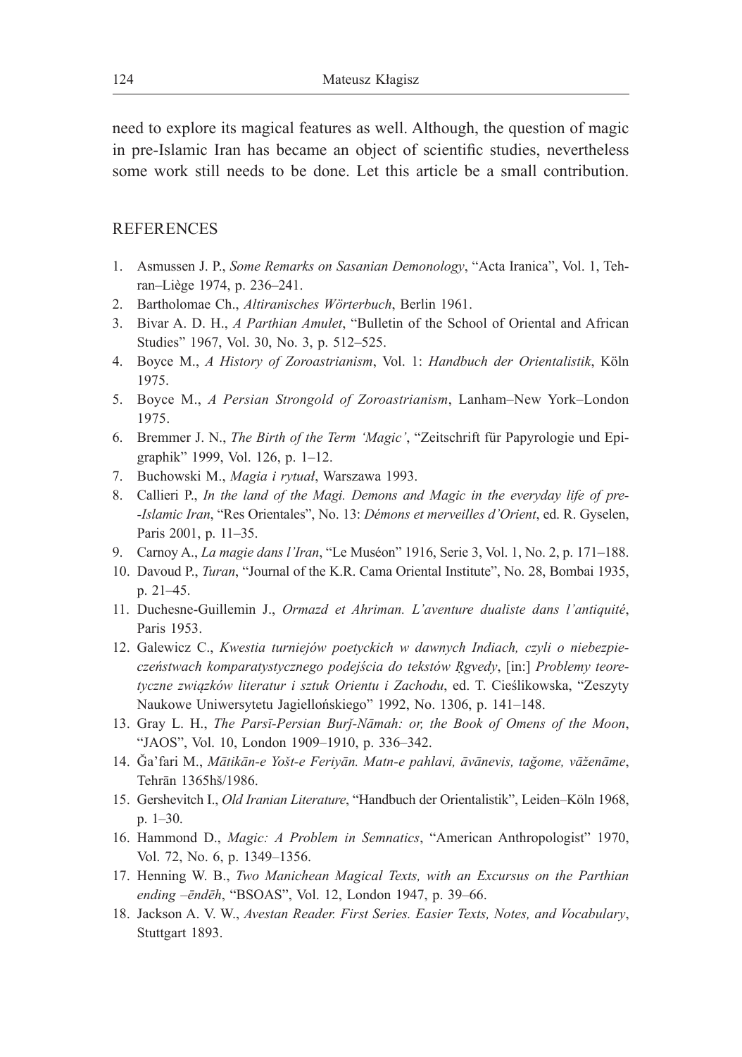need to explore its magical features as well. Although, the question of magic in pre-Islamic Iran has became an object of scientific studies, nevertheless some work still needs to be done. Let this article be a small contribution.

## REFERENCES

1. Asmussen J. P., *Some Remarks on Sasanian Demonology*, "Acta Iranica", Vol. 1, Tehran–Liège 1974, p. 236–241.
2. Bartholomae Ch., *Altiranisches Wörterbuch*, Berlin 1961.
3. Bivar A. D. H., *A Parthian Amulet*, "Bulletin of the School of Oriental and African Studies" 1967, Vol. 30, No. 3, p. 512–525.
4. Boyce M., *A History of Zoroastrianism*, Vol. 1: *Handbuch der Orientalistik*, Köln 1975.
5. Boyce M., *A Persian Strongold of Zoroastrianism*, Lanham–New York–London 1975.
6. Bremmer J. N., *The Birth of the Term 'Magic'*, "Zeitschrift für Papyrologie und Epigraphik" 1999, Vol. 126, p. 1–12.
7. Buchowski M., *Magia i rytuał*, Warszawa 1993.
8. Callieri P., *In the land of the Magi. Demons and Magic in the everyday life of pre--Islamic Iran*, "Res Orientales", No. 13: *Démons et merveilles d'Orient*, ed. R. Gyselen, Paris 2001, p. 11–35.
9. Carnoy A., *La magie dans l'Iran*, "Le Muséon" 1916, Serie 3, Vol. 1, No. 2, p. 171–188.
10. Davoud P., *Turan*, "Journal of the K.R. Cama Oriental Institute", No. 28, Bombai 1935, p. 21–45.
11. Duchesne-Guillemin J., *Ormazd et Ahriman. L'aventure dualiste dans l'antiquité*, Paris 1953.
12. Galewicz C., *Kwestia turniejów poetyckich w dawnych Indiach, czyli o niebezpieczeństwach komparatystycznego podejścia do tekstów Ṛgvedy*, [in:] *Problemy teoretyczne związków literatur i sztuk Orientu i Zachodu*, ed. T. Cieślikowska, "Zeszyty Naukowe Uniwersytetu Jagiellońskiego" 1992, No. 1306, p. 141–148.
13. Gray L. H., *The Parsī-Persian Burǰ-Nāmah: or, the Book of Omens of the Moon*, "JAOS", Vol. 10, London 1909–1910, p. 336–342.
14. Ǧa'fari M., *Mātikān-e Yošt-e Feriyān. Matn-e pahlavi, āvānevis, tağome, vāženāme*, Tehrān 1365hš/1986.
15. Gershevitch I., *Old Iranian Literature*, "Handbuch der Orientalistik", Leiden–Köln 1968, p. 1–30.
16. Hammond D., *Magic: A Problem in Semnatics*, "American Anthropologist" 1970, Vol. 72, No. 6, p. 1349–1356.
17. Henning W. B., *Two Manichean Magical Texts, with an Excursus on the Parthian ending –ēndēh*, "BSOAS", Vol. 12, London 1947, p. 39–66.
18. Jackson A. V. W., *Avestan Reader. First Series. Easier Texts, Notes, and Vocabulary*, Stuttgart 1893.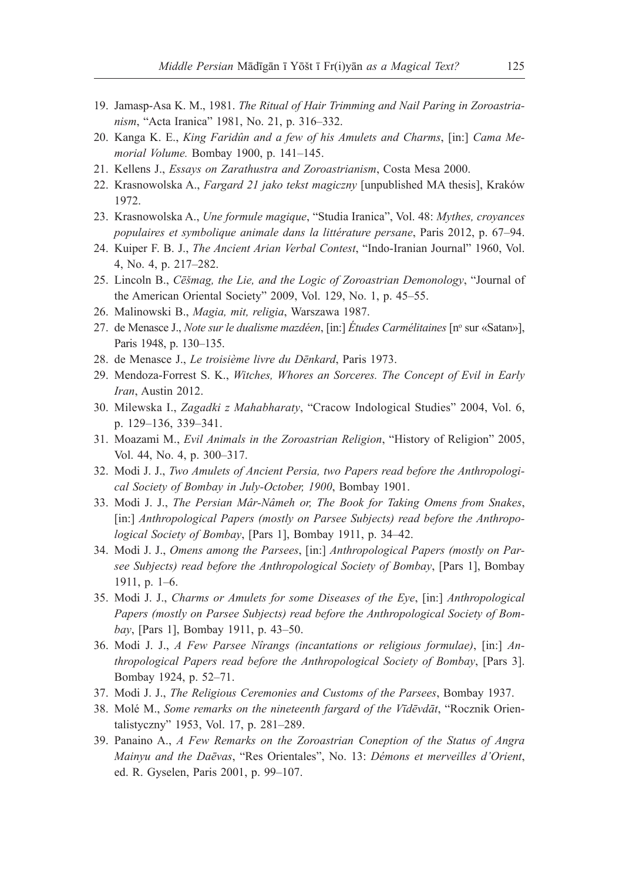19. Jamasp-Asa K. M., 1981. *The Ritual of Hair Trimming and Nail Paring in Zoroastrianism*, "Acta Iranica" 1981, No. 21, p. 316–332.
20. Kanga K. E., *King Faridûn and a few of his Amulets and Charms*, [in:] *Cama Memorial Volume.* Bombay 1900, p. 141–145.
21. Kellens J., *Essays on Zarathustra and Zoroastrianism*, Costa Mesa 2000.
22. Krasnowolska A., *Fargard 21 jako tekst magiczny* [unpublished MA thesis], Kraków 1972.
23. Krasnowolska A., *Une formule magique*, "Studia Iranica", Vol. 48: *Mythes, croyances populaires et symbolique animale dans la littérature persane*, Paris 2012, p. 67–94.
24. Kuiper F. B. J., *The Ancient Arian Verbal Contest*, "Indo-Iranian Journal" 1960, Vol. 4, No. 4, p. 217–282.
25. Lincoln B., *Cēšmag, the Lie, and the Logic of Zoroastrian Demonology*, "Journal of the American Oriental Society" 2009, Vol. 129, No. 1, p. 45–55.
26. Malinowski B., *Magia, mit, religia*, Warszawa 1987.
27. de Menasce J., *Note sur le dualisme mazdéen*, [in:] *Études Carmélitaines* [nº sur «Satan»], Paris 1948, p. 130–135.
28. de Menasce J., *Le troisième livre du Dēnkard*, Paris 1973.
29. Mendoza-Forrest S. K., *Witches, Whores an Sorceres. The Concept of Evil in Early Iran*, Austin 2012.
30. Milewska I., *Zagadki z Mahabharaty*, "Cracow Indological Studies" 2004, Vol. 6, p. 129–136, 339–341.
31. Moazami M., *Evil Animals in the Zoroastrian Religion*, "History of Religion" 2005, Vol. 44, No. 4, p. 300–317.
32. Modi J. J., *Two Amulets of Ancient Persia, two Papers read before the Anthropological Society of Bombay in July-October, 1900*, Bombay 1901.
33. Modi J. J., *The Persian Mâr-Nâmeh or, The Book for Taking Omens from Snakes*, [in:] *Anthropological Papers (mostly on Parsee Subjects) read before the Anthropological Society of Bombay*, [Pars 1], Bombay 1911, p. 34–42.
34. Modi J. J., *Omens among the Parsees*, [in:] *Anthropological Papers (mostly on Parsee Subjects) read before the Anthropological Society of Bombay*, [Pars 1], Bombay 1911, p. 1–6.
35. Modi J. J., *Charms or Amulets for some Diseases of the Eye*, [in:] *Anthropological Papers (mostly on Parsee Subjects) read before the Anthropological Society of Bombay*, [Pars 1], Bombay 1911, p. 43–50.
36. Modi J. J., *A Few Parsee Nîrangs (incantations or religious formulae)*, [in:] *Anthropological Papers read before the Anthropological Society of Bombay*, [Pars 3]. Bombay 1924, p. 52–71.
37. Modi J. J., *The Religious Ceremonies and Customs of the Parsees*, Bombay 1937.
38. Molé M., *Some remarks on the nineteenth fargard of the Vīdēvdāt*, "Rocznik Orientalistyczny" 1953, Vol. 17, p. 281–289.
39. Panaino A., *A Few Remarks on the Zoroastrian Coneption of the Status of Angra Mainyu and the Daēvas*, "Res Orientales", No. 13: *Démons et merveilles d'Orient*, ed. R. Gyselen, Paris 2001, p. 99–107.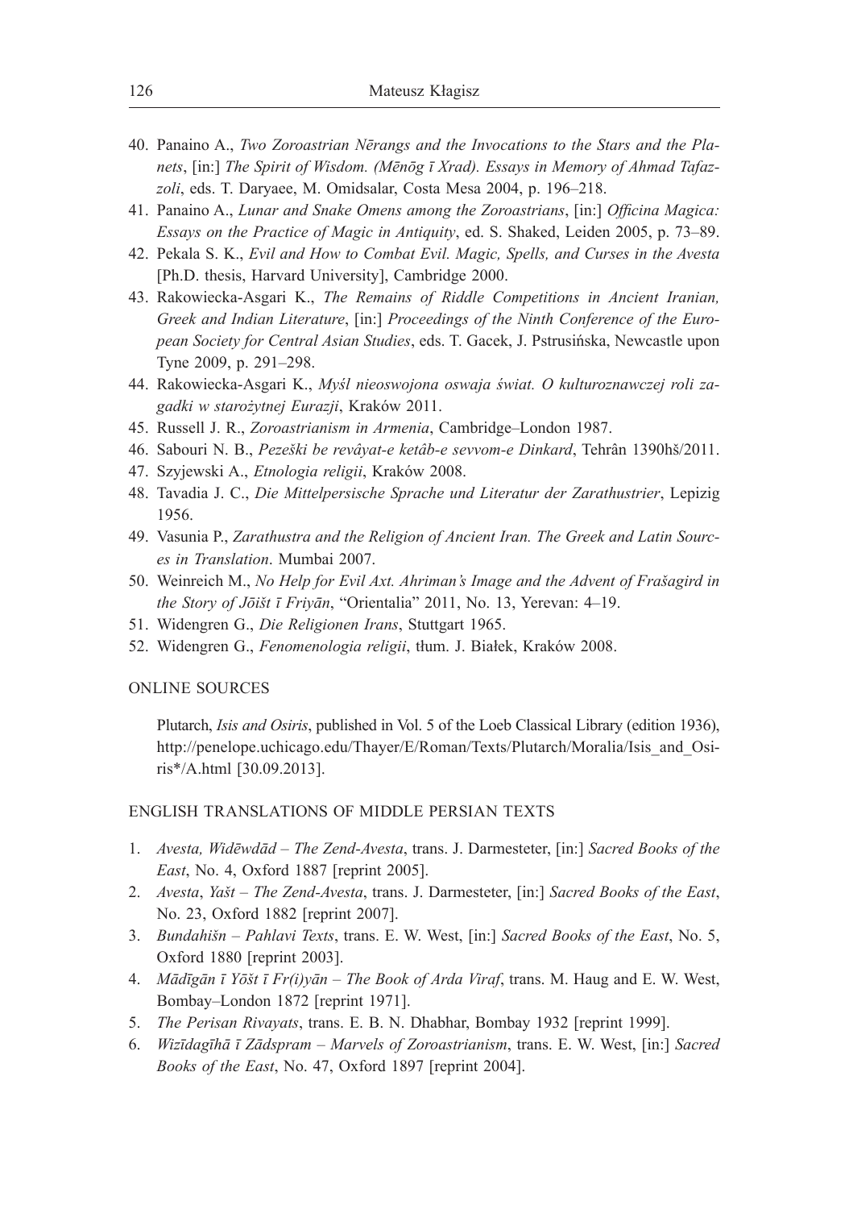40. Panaino A., *Two Zoroastrian Nērangs and the Invocations to the Stars and the Planets*, [in:] *The Spirit of Wisdom. (Mēnōg ī Xrad). Essays in Memory of Ahmad Tafazzoli*, eds. T. Daryaee, M. Omidsalar, Costa Mesa 2004, p. 196–218.
41. Panaino A., *Lunar and Snake Omens among the Zoroastrians*, [in:] *Officina Magica: Essays on the Practice of Magic in Antiquity*, ed. S. Shaked, Leiden 2005, p. 73–89.
42. Pekala S. K., *Evil and How to Combat Evil. Magic, Spells, and Curses in the Avesta* [Ph.D. thesis, Harvard University], Cambridge 2000.
43. Rakowiecka-Asgari K., *The Remains of Riddle Competitions in Ancient Iranian, Greek and Indian Literature*, [in:] *Proceedings of the Ninth Conference of the European Society for Central Asian Studies*, eds. T. Gacek, J. Pstrusińska, Newcastle upon Tyne 2009, p. 291–298.
44. Rakowiecka-Asgari K., *Myśl nieoswojona oswaja świat. O kulturoznawczej roli zagadki w starożytnej Eurazji*, Kraków 2011.
45. Russell J. R., *Zoroastrianism in Armenia*, Cambridge–London 1987.
46. Sabouri N. B., *Pezeški be revâyat-e ketâb-e sevvom-e Dinkard*, Tehrân 1390hš/2011.
47. Szyjewski A., *Etnologia religii*, Kraków 2008.
48. Tavadia J. C., *Die Mittelpersische Sprache und Literatur der Zarathustrier*, Lepizig 1956.
49. Vasunia P., *Zarathustra and the Religion of Ancient Iran. The Greek and Latin Sources in Translation*. Mumbai 2007.
50. Weinreich M., *No Help for Evil Axt. Ahriman's Image and the Advent of Frašagird in the Story of Jōišt ī Friyān*, "Orientalia" 2011, No. 13, Yerevan: 4–19.
51. Widengren G., *Die Religionen Irans*, Stuttgart 1965.
52. Widengren G., *Fenomenologia religii*, tłum. J. Białek, Kraków 2008.

## ONLINE SOURCES

Plutarch, *Isis and Osiris*, published in Vol. 5 of the Loeb Classical Library (edition 1936), http://penelope.uchicago.edu/Thayer/E/Roman/Texts/Plutarch/Moralia/Isis_and_Osiris*/A.html [30.09.2013].

## ENGLISH TRANSLATIONS OF MIDDLE PERSIAN TEXTS

1. *Avesta, Widēwdād – The Zend-Avesta*, trans. J. Darmesteter, [in:] *Sacred Books of the East*, No. 4, Oxford 1887 [reprint 2005].
2. *Avesta*, *Yašt – The Zend-Avesta*, trans. J. Darmesteter, [in:] *Sacred Books of the East*, No. 23, Oxford 1882 [reprint 2007].
3. *Bundahišn – Pahlavi Texts*, trans. E. W. West, [in:] *Sacred Books of the East*, No. 5, Oxford 1880 [reprint 2003].
4. *Mādīgān ī Yōšt ī Fr(i)yān – The Book of Arda Viraf*, trans. M. Haug and E. W. West, Bombay–London 1872 [reprint 1971].
5. *The Perisan Rivayats*, trans. E. B. N. Dhabhar, Bombay 1932 [reprint 1999].
6. *Wizīdagīhā ī Zādspram – Marvels of Zoroastrianism*, trans. E. W. West, [in:] *Sacred Books of the East*, No. 47, Oxford 1897 [reprint 2004].